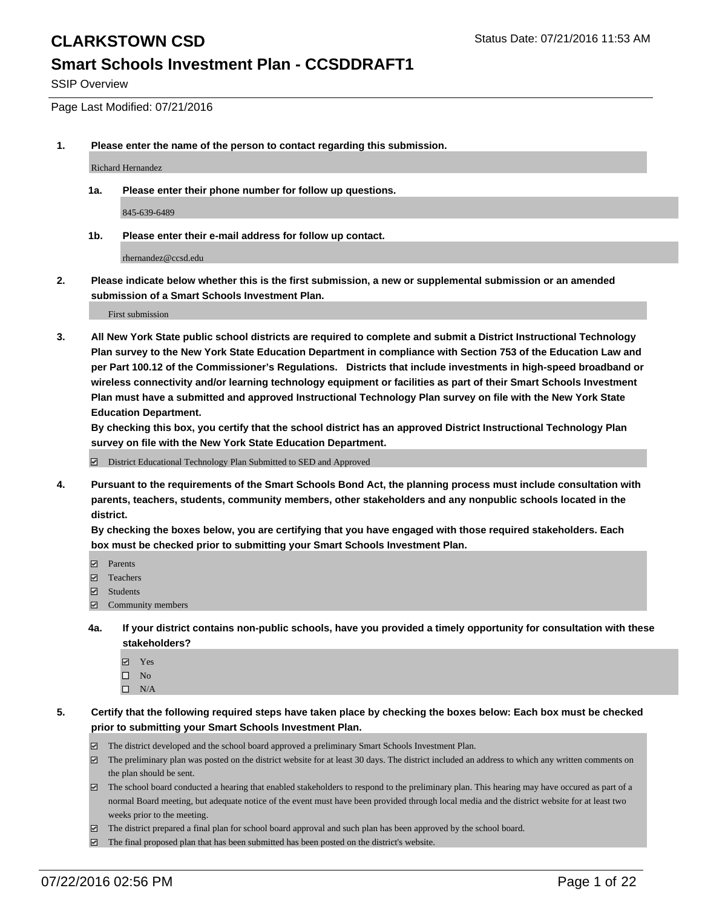# CLARKSTOWN CSD

Status Date: 07/21/2016 11:53 AM

## Smart Schools Investment Plan - CCSDDRAFT1

SSIP Overview

Page Last Modified: 07/21/2016

**1. Please enter the name of the person to contact regarding this submission.**

Richard Hernandez

**1a. Please enter their phone number for follow up questions.**

845-639-6489

**1b. Please enter their e-mail address for follow up contact.**

rhernandez@ccsd.edu

**2. Please indicate below whether this is the first submission, a new or supplemental submission or an amended submission of a Smart Schools Investment Plan.**

First submission

**3. All New York State public school districts are required to complete and submit a District Instructional Technology Plan survey to the New York State Education Department in compliance with Section 753 of the Education Law and per Part 100.12 of the Commissioner's Regulations. Districts that include investments in high-speed broadband or wireless connectivity and/or learning technology equipment or facilities as part of their Smart Schools Investment Plan must have a submitted and approved Instructional Technology Plan survey on file with the New York State Education Department.**

**By checking this box, you certify that the school district has an approved District Instructional Technology Plan survey on file with the New York State Education Department.**

☑ District Educational Technology Plan Submitted to SED and Approved

**4. Pursuant to the requirements of the Smart Schools Bond Act, the planning process must include consultation with parents, teachers, students, community members, other stakeholders and any nonpublic schools located in the district.**

**By checking the boxes below, you are certifying that you have engaged with those required stakeholders. Each box must be checked prior to submitting your Smart Schools Investment Plan.**

☑ Parents
☑ Teachers
☑ Students
☑ Community members

**4a. If your district contains non-public schools, have you provided a timely opportunity for consultation with these stakeholders?**

☑ Yes
☐ No
☐ N/A

**5. Certify that the following required steps have taken place by checking the boxes below: Each box must be checked prior to submitting your Smart Schools Investment Plan.**

☑ The district developed and the school board approved a preliminary Smart Schools Investment Plan.
☑ The preliminary plan was posted on the district website for at least 30 days. The district included an address to which any written comments on the plan should be sent.
☑ The school board conducted a hearing that enabled stakeholders to respond to the preliminary plan. This hearing may have occured as part of a normal Board meeting, but adequate notice of the event must have been provided through local media and the district website for at least two weeks prior to the meeting.
☑ The district prepared a final plan for school board approval and such plan has been approved by the school board.
☑ The final proposed plan that has been submitted has been posted on the district's website.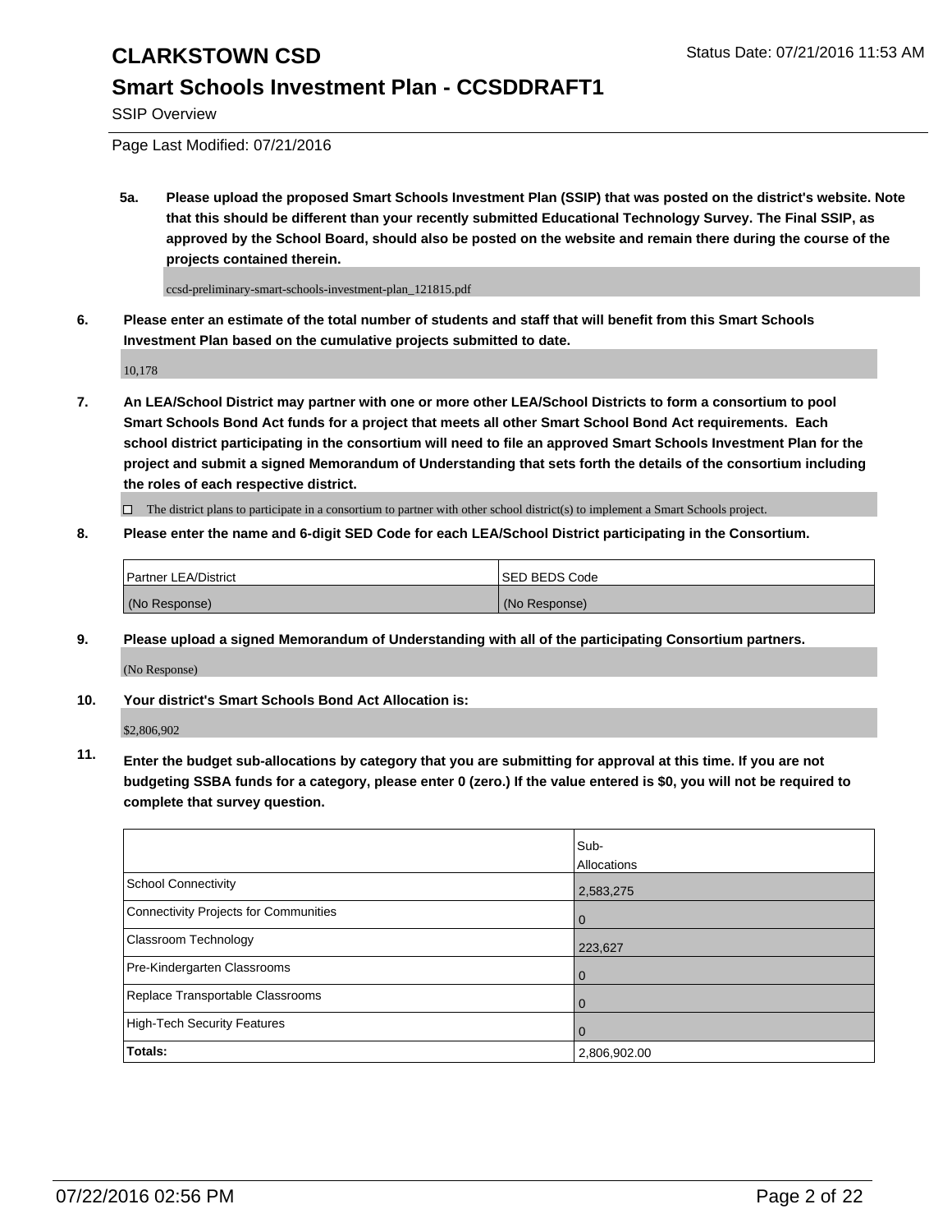# CLARKSTOWN CSD

## Smart Schools Investment Plan - CCSDDRAFT1

SSIP Overview

Page Last Modified: 07/21/2016

**5a. Please upload the proposed Smart Schools Investment Plan (SSIP) that was posted on the district's website. Note that this should be different than your recently submitted Educational Technology Survey. The Final SSIP, as approved by the School Board, should also be posted on the website and remain there during the course of the projects contained therein.**

ccsd-preliminary-smart-schools-investment-plan_121815.pdf

**6. Please enter an estimate of the total number of students and staff that will benefit from this Smart Schools Investment Plan based on the cumulative projects submitted to date.**

10,178

**7. An LEA/School District may partner with one or more other LEA/School Districts to form a consortium to pool Smart Schools Bond Act funds for a project that meets all other Smart School Bond Act requirements. Each school district participating in the consortium will need to file an approved Smart Schools Investment Plan for the project and submit a signed Memorandum of Understanding that sets forth the details of the consortium including the roles of each respective district.**

☐ The district plans to participate in a consortium to partner with other school district(s) to implement a Smart Schools project.

**8. Please enter the name and 6-digit SED Code for each LEA/School District participating in the Consortium.**

| Partner LEA/District | SED BEDS Code |
|---|---|
| (No Response) | (No Response) |

**9. Please upload a signed Memorandum of Understanding with all of the participating Consortium partners.**

(No Response)

**10. Your district's Smart Schools Bond Act Allocation is:**

$2,806,902

**11. Enter the budget sub-allocations by category that you are submitting for approval at this time. If you are not budgeting SSBA funds for a category, please enter 0 (zero.) If the value entered is $0, you will not be required to complete that survey question.**

| | Sub-Allocations |
|---|---|
| School Connectivity | 2,583,275 |
| Connectivity Projects for Communities | 0 |
| Classroom Technology | 223,627 |
| Pre-Kindergarten Classrooms | 0 |
| Replace Transportable Classrooms | 0 |
| High-Tech Security Features | 0 |
| **Totals:** | 2,806,902.00 |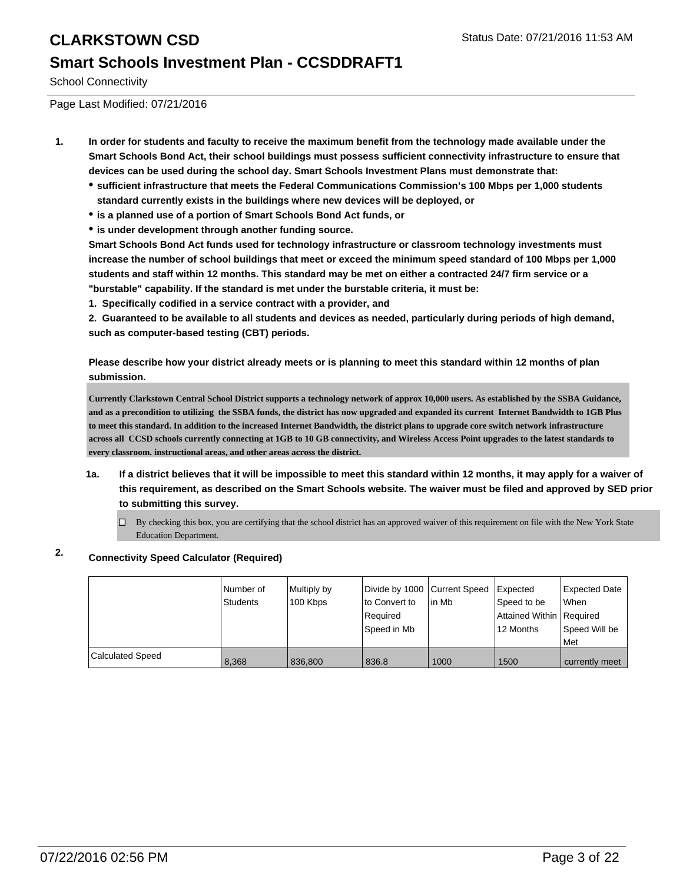# CLARKSTOWN CSD

## Smart Schools Investment Plan - CCSDDRAFT1

School Connectivity

Page Last Modified: 07/21/2016

1. **In order for students and faculty to receive the maximum benefit from the technology made available under the Smart Schools Bond Act, their school buildings must possess sufficient connectivity infrastructure to ensure that devices can be used during the school day. Smart Schools Investment Plans must demonstrate that:**
   - **sufficient infrastructure that meets the Federal Communications Commission's 100 Mbps per 1,000 students standard currently exists in the buildings where new devices will be deployed, or**
   - **is a planned use of a portion of Smart Schools Bond Act funds, or**
   - **is under development through another funding source.**

   **Smart Schools Bond Act funds used for technology infrastructure or classroom technology investments must increase the number of school buildings that meet or exceed the minimum speed standard of 100 Mbps per 1,000 students and staff within 12 months. This standard may be met on either a contracted 24/7 firm service or a "burstable" capability. If the standard is met under the burstable criteria, it must be:**

   **1. Specifically codified in a service contract with a provider, and**

   **2. Guaranteed to be available to all students and devices as needed, particularly during periods of high demand, such as computer-based testing (CBT) periods.**

   **Please describe how your district already meets or is planning to meet this standard within 12 months of plan submission.**

   **Currently Clarkstown Central School District supports a technology network of approx 10,000 users. As established by the SSBA Guidance, and as a precondition to utilizing the SSBA funds, the district has now upgraded and expanded its current Internet Bandwidth to 1GB Plus to meet this standard. In addition to the increased Internet Bandwidth, the district plans to upgrade core switch network infrastructure across all CCSD schools currently connecting at 1GB to 10 GB connectivity, and Wireless Access Point upgrades to the latest standards to every classroom. instructional areas, and other areas across the district.**

   1a. **If a district believes that it will be impossible to meet this standard within 12 months, it may apply for a waiver of this requirement, as described on the Smart Schools website. The waiver must be filed and approved by SED prior to submitting this survey.**

   ☐ By checking this box, you are certifying that the school district has an approved waiver of this requirement on file with the New York State Education Department.

2. **Connectivity Speed Calculator (Required)**

| | Number of Students | Multiply by 100 Kbps | Divide by 1000 to Convert to Required Speed in Mb | Current Speed in Mb | Expected Speed to be Attained Within 12 Months | Expected Date When Required Speed Will be Met |
|---|---|---|---|---|---|---|
| Calculated Speed | 8,368 | 836,800 | 836.8 | 1000 | 1500 | currently meet |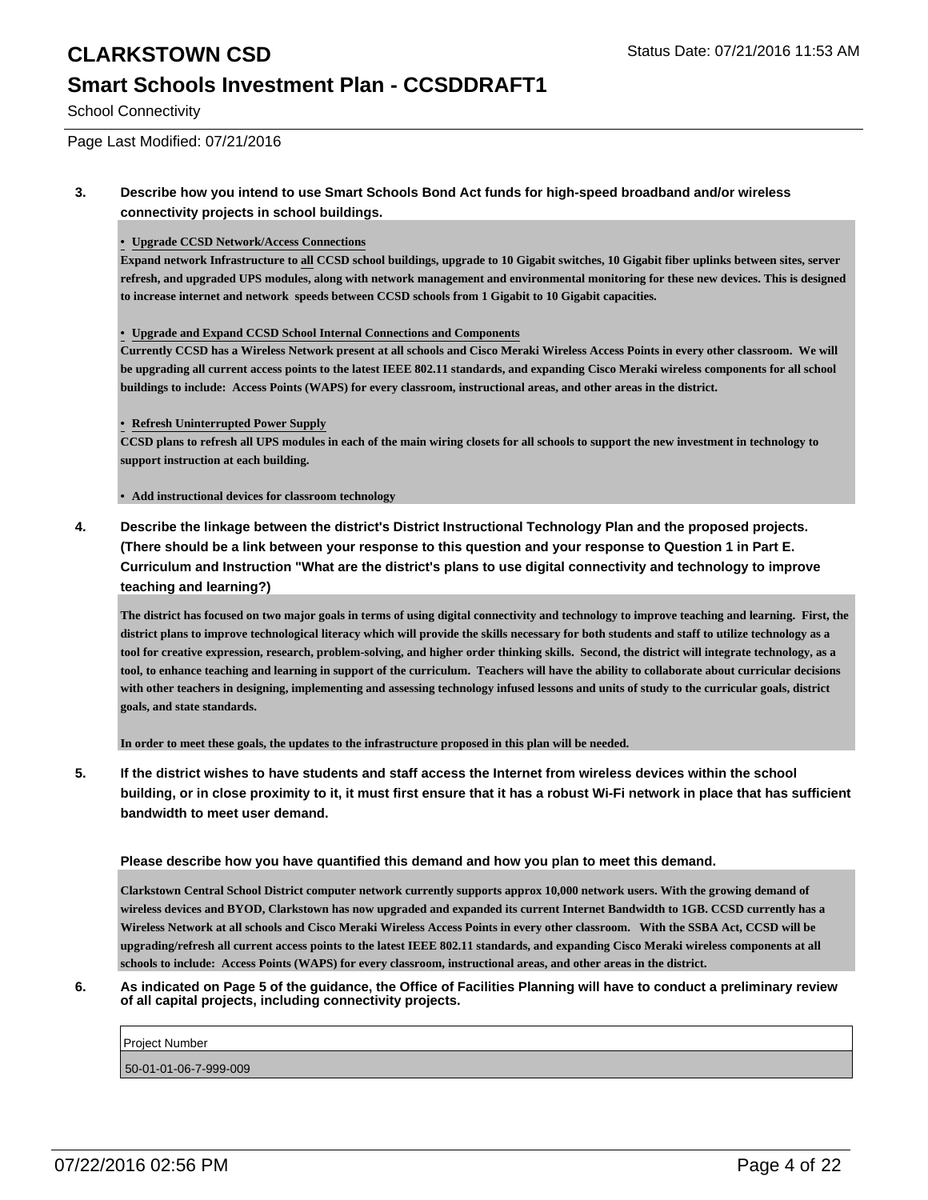**CLARKSTOWN CSD**

**Smart Schools Investment Plan - CCSDDRAFT1**

School Connectivity

Page Last Modified: 07/21/2016

**3. Describe how you intend to use Smart Schools Bond Act funds for high-speed broadband and/or wireless connectivity projects in school buildings.**

**• Upgrade CCSD Network/Access Connections**

**Expand network Infrastructure to all CCSD school buildings, upgrade to 10 Gigabit switches, 10 Gigabit fiber uplinks between sites, server refresh, and upgraded UPS modules, along with network management and environmental monitoring for these new devices. This is designed to increase internet and network speeds between CCSD schools from 1 Gigabit to 10 Gigabit capacities.**

**• Upgrade and Expand CCSD School Internal Connections and Components**

**Currently CCSD has a Wireless Network present at all schools and Cisco Meraki Wireless Access Points in every other classroom. We will be upgrading all current access points to the latest IEEE 802.11 standards, and expanding Cisco Meraki wireless components for all school buildings to include: Access Points (WAPS) for every classroom, instructional areas, and other areas in the district.**

**• Refresh Uninterrupted Power Supply**

**CCSD plans to refresh all UPS modules in each of the main wiring closets for all schools to support the new investment in technology to support instruction at each building.**

**• Add instructional devices for classroom technology**

**4. Describe the linkage between the district's District Instructional Technology Plan and the proposed projects. (There should be a link between your response to this question and your response to Question 1 in Part E. Curriculum and Instruction "What are the district's plans to use digital connectivity and technology to improve teaching and learning?)**

**The district has focused on two major goals in terms of using digital connectivity and technology to improve teaching and learning. First, the district plans to improve technological literacy which will provide the skills necessary for both students and staff to utilize technology as a tool for creative expression, research, problem-solving, and higher order thinking skills. Second, the district will integrate technology, as a tool, to enhance teaching and learning in support of the curriculum. Teachers will have the ability to collaborate about curricular decisions with other teachers in designing, implementing and assessing technology infused lessons and units of study to the curricular goals, district goals, and state standards.**

**In order to meet these goals, the updates to the infrastructure proposed in this plan will be needed.**

**5. If the district wishes to have students and staff access the Internet from wireless devices within the school building, or in close proximity to it, it must first ensure that it has a robust Wi-Fi network in place that has sufficient bandwidth to meet user demand.**

**Please describe how you have quantified this demand and how you plan to meet this demand.**

**Clarkstown Central School District computer network currently supports approx 10,000 network users. With the growing demand of wireless devices and BYOD, Clarkstown has now upgraded and expanded its current Internet Bandwidth to 1GB. CCSD currently has a Wireless Network at all schools and Cisco Meraki Wireless Access Points in every other classroom. With the SSBA Act, CCSD will be upgrading/refresh all current access points to the latest IEEE 802.11 standards, and expanding Cisco Meraki wireless components at all schools to include: Access Points (WAPS) for every classroom, instructional areas, and other areas in the district.**

**6. As indicated on Page 5 of the guidance, the Office of Facilities Planning will have to conduct a preliminary review of all capital projects, including connectivity projects.**

| Project Number |
|---|
| 50-01-01-06-7-999-009 |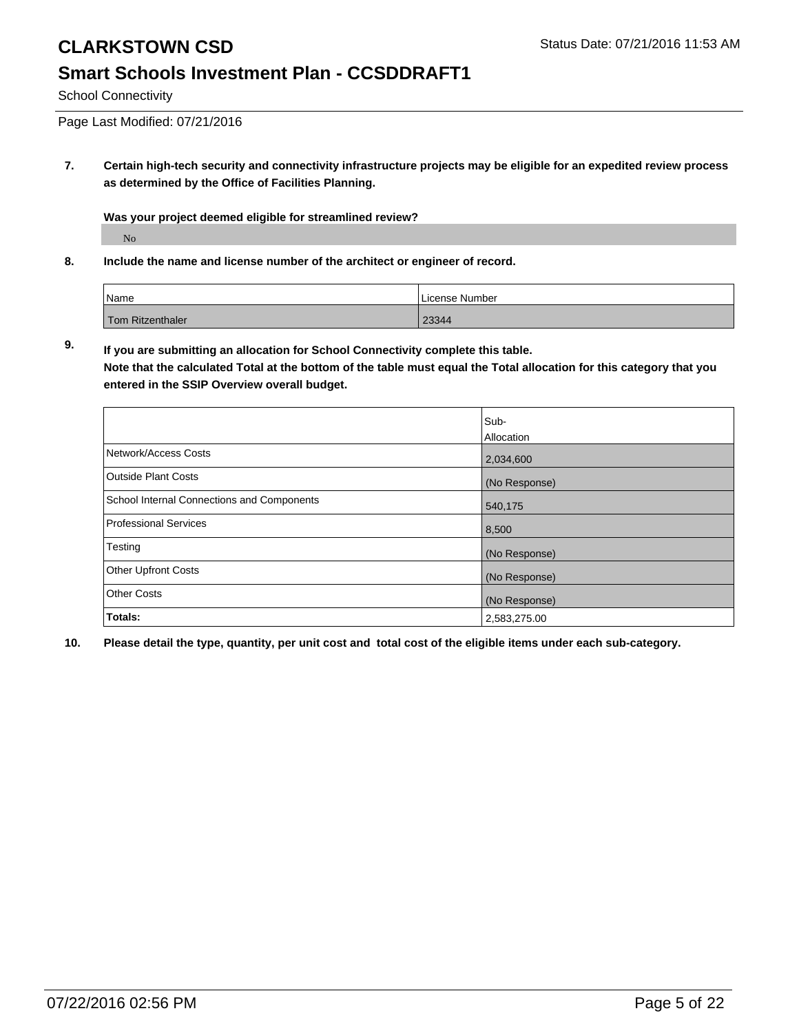# CLARKSTOWN CSD

Status Date: 07/21/2016 11:53 AM

## Smart Schools Investment Plan - CCSDDRAFT1

School Connectivity

Page Last Modified: 07/21/2016

**7. Certain high-tech security and connectivity infrastructure projects may be eligible for an expedited review process as determined by the Office of Facilities Planning.**

**Was your project deemed eligible for streamlined review?**

No

**8. Include the name and license number of the architect or engineer of record.**

| Name | License Number |
|---|---|
| Tom Ritzenthaler | 23344 |

**9. If you are submitting an allocation for School Connectivity complete this table. Note that the calculated Total at the bottom of the table must equal the Total allocation for this category that you entered in the SSIP Overview overall budget.**

| | Sub-Allocation |
|---|---|
| Network/Access Costs | 2,034,600 |
| Outside Plant Costs | (No Response) |
| School Internal Connections and Components | 540,175 |
| Professional Services | 8,500 |
| Testing | (No Response) |
| Other Upfront Costs | (No Response) |
| Other Costs | (No Response) |
| **Totals:** | 2,583,275.00 |

**10. Please detail the type, quantity, per unit cost and total cost of the eligible items under each sub-category.**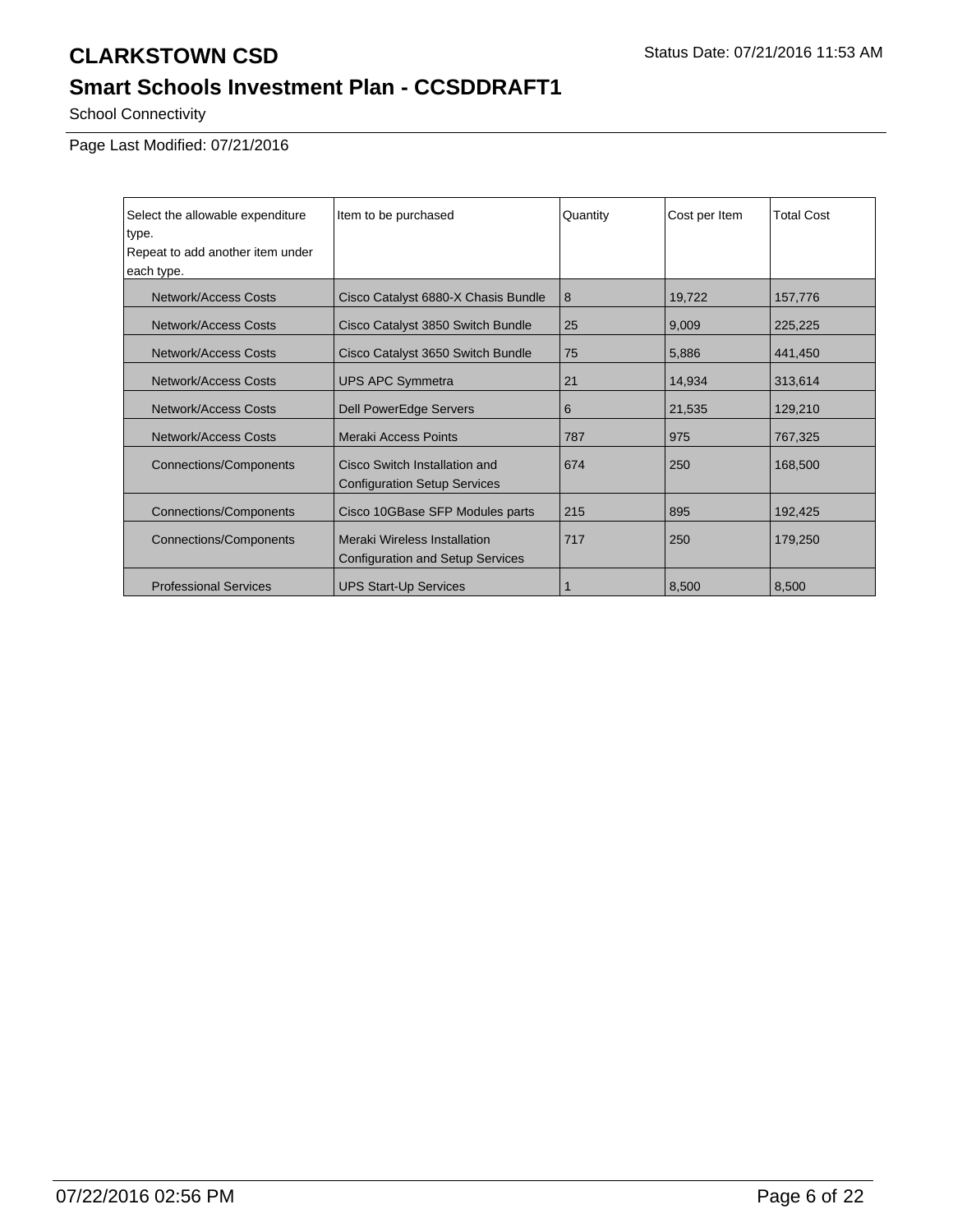# CLARKSTOWN CSD

Status Date: 07/21/2016 11:53 AM

## Smart Schools Investment Plan - CCSDDRAFT1

School Connectivity

Page Last Modified: 07/21/2016

| Select the allowable expenditure type. Repeat to add another item under each type. | Item to be purchased | Quantity | Cost per Item | Total Cost |
|---|---|---|---|---|
| Network/Access Costs | Cisco Catalyst 6880-X Chasis Bundle | 8 | 19,722 | 157,776 |
| Network/Access Costs | Cisco Catalyst 3850 Switch Bundle | 25 | 9,009 | 225,225 |
| Network/Access Costs | Cisco Catalyst 3650 Switch Bundle | 75 | 5,886 | 441,450 |
| Network/Access Costs | UPS APC Symmetra | 21 | 14,934 | 313,614 |
| Network/Access Costs | Dell PowerEdge Servers | 6 | 21,535 | 129,210 |
| Network/Access Costs | Meraki Access Points | 787 | 975 | 767,325 |
| Connections/Components | Cisco Switch Installation and Configuration Setup Services | 674 | 250 | 168,500 |
| Connections/Components | Cisco 10GBase SFP Modules parts | 215 | 895 | 192,425 |
| Connections/Components | Meraki Wireless Installation Configuration and Setup Services | 717 | 250 | 179,250 |
| Professional Services | UPS Start-Up Services | 1 | 8,500 | 8,500 |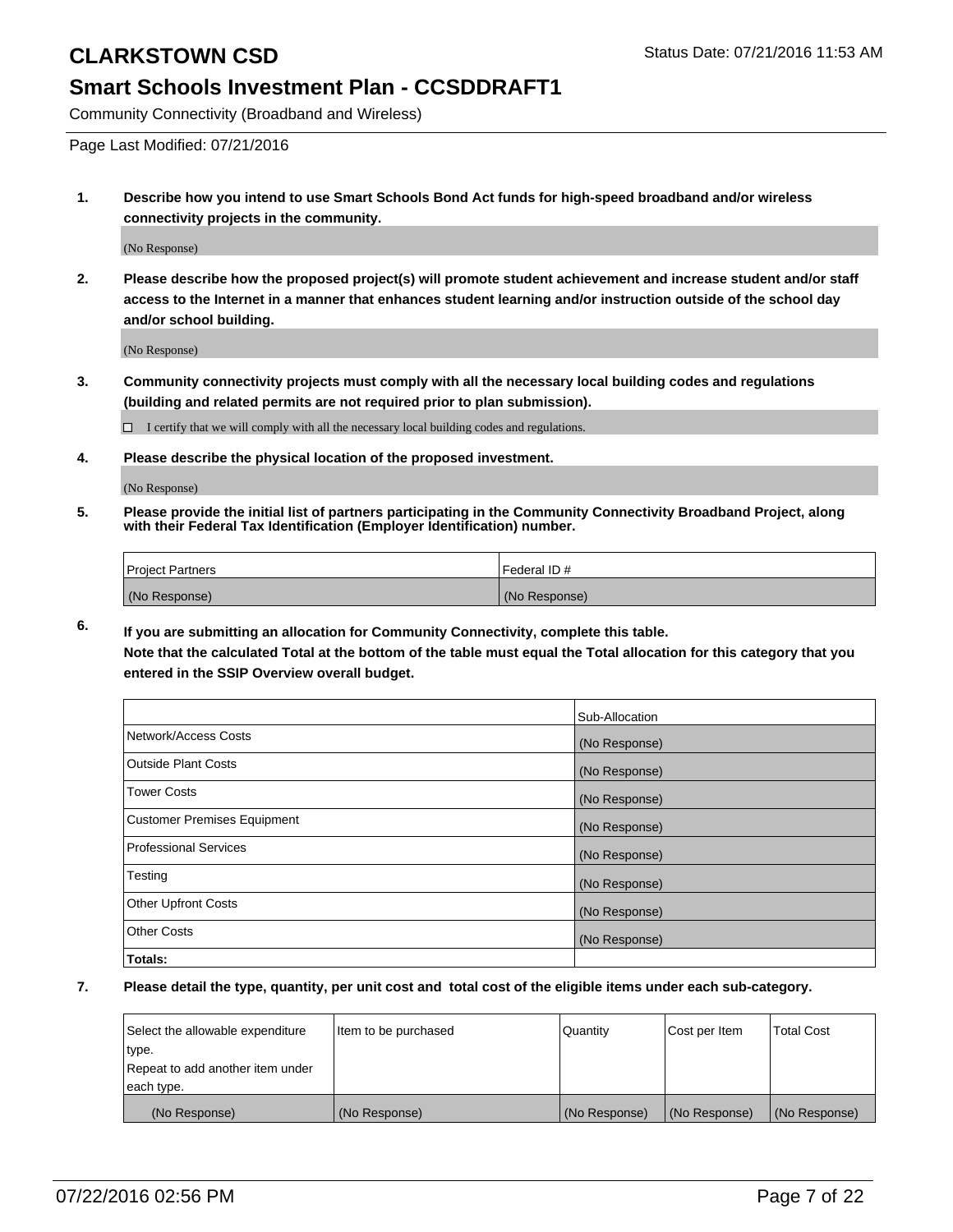# CLARKSTOWN CSD

Status Date: 07/21/2016 11:53 AM

## Smart Schools Investment Plan - CCSDDRAFT1

Community Connectivity (Broadband and Wireless)

Page Last Modified: 07/21/2016

1. **Describe how you intend to use Smart Schools Bond Act funds for high-speed broadband and/or wireless connectivity projects in the community.**

   (No Response)

2. **Please describe how the proposed project(s) will promote student achievement and increase student and/or staff access to the Internet in a manner that enhances student learning and/or instruction outside of the school day and/or school building.**

   (No Response)

3. **Community connectivity projects must comply with all the necessary local building codes and regulations (building and related permits are not required prior to plan submission).**

   ☐ I certify that we will comply with all the necessary local building codes and regulations.

4. **Please describe the physical location of the proposed investment.**

   (No Response)

5. **Please provide the initial list of partners participating in the Community Connectivity Broadband Project, along with their Federal Tax Identification (Employer Identification) number.**

| Project Partners | Federal ID # |
|---|---|
| (No Response) | (No Response) |

6. **If you are submitting an allocation for Community Connectivity, complete this table. Note that the calculated Total at the bottom of the table must equal the Total allocation for this category that you entered in the SSIP Overview overall budget.**

| | Sub-Allocation |
|---|---|
| Network/Access Costs | (No Response) |
| Outside Plant Costs | (No Response) |
| Tower Costs | (No Response) |
| Customer Premises Equipment | (No Response) |
| Professional Services | (No Response) |
| Testing | (No Response) |
| Other Upfront Costs | (No Response) |
| Other Costs | (No Response) |
| **Totals:** | |

7. **Please detail the type, quantity, per unit cost and total cost of the eligible items under each sub-category.**

| Select the allowable expenditure type. Repeat to add another item under each type. | Item to be purchased | Quantity | Cost per Item | Total Cost |
|---|---|---|---|---|
| (No Response) | (No Response) | (No Response) | (No Response) | (No Response) |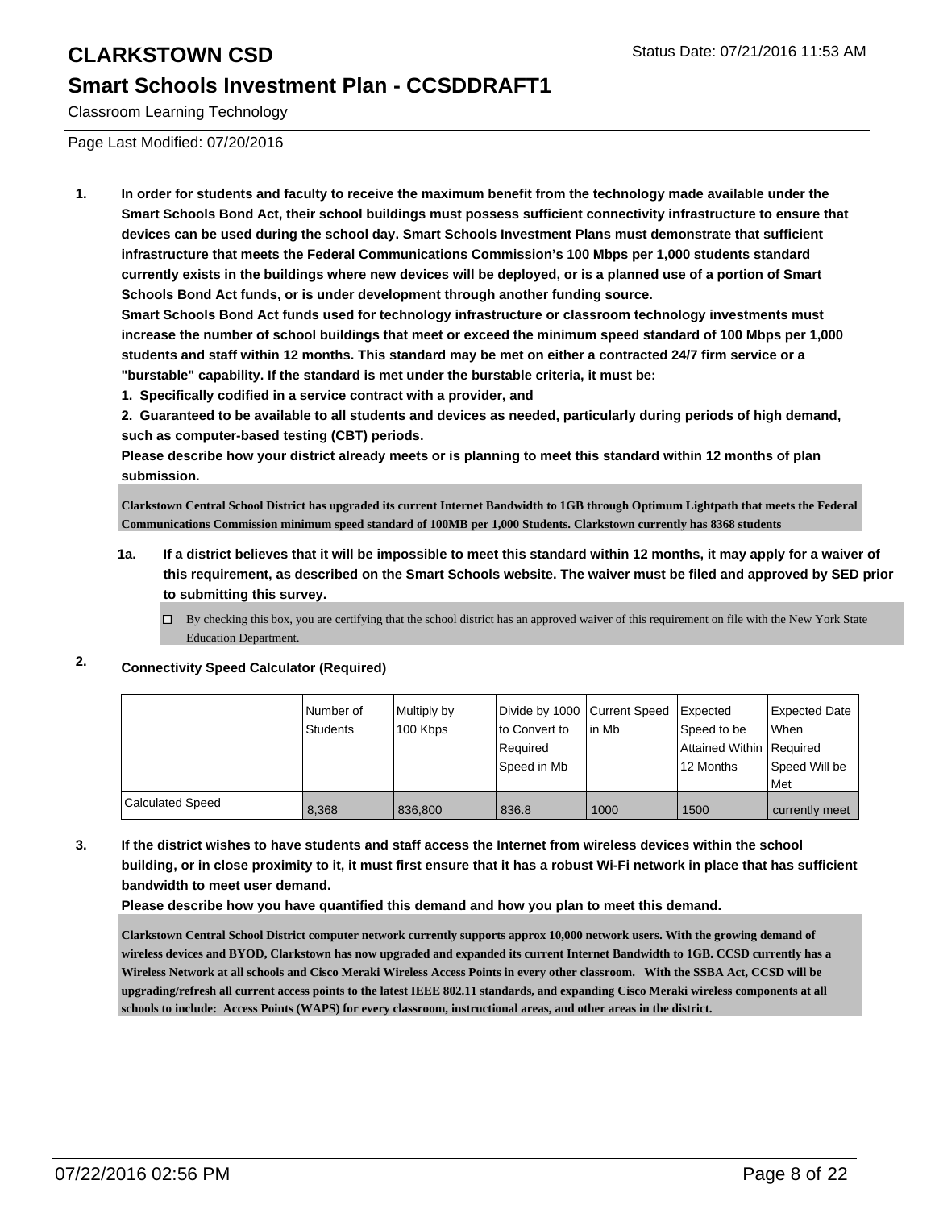# CLARKSTOWN CSD

## Smart Schools Investment Plan - CCSDDRAFT1

Classroom Learning Technology

Page Last Modified: 07/20/2016

**1. In order for students and faculty to receive the maximum benefit from the technology made available under the Smart Schools Bond Act, their school buildings must possess sufficient connectivity infrastructure to ensure that devices can be used during the school day. Smart Schools Investment Plans must demonstrate that sufficient infrastructure that meets the Federal Communications Commission's 100 Mbps per 1,000 students standard currently exists in the buildings where new devices will be deployed, or is a planned use of a portion of Smart Schools Bond Act funds, or is under development through another funding source.**

**Smart Schools Bond Act funds used for technology infrastructure or classroom technology investments must increase the number of school buildings that meet or exceed the minimum speed standard of 100 Mbps per 1,000 students and staff within 12 months. This standard may be met on either a contracted 24/7 firm service or a "burstable" capability. If the standard is met under the burstable criteria, it must be:**

**1. Specifically codified in a service contract with a provider, and**

**2. Guaranteed to be available to all students and devices as needed, particularly during periods of high demand, such as computer-based testing (CBT) periods.**

**Please describe how your district already meets or is planning to meet this standard within 12 months of plan submission.**

Clarkstown Central School District has upgraded its current Internet Bandwidth to 1GB through Optimum Lightpath that meets the Federal Communications Commission minimum speed standard of 100MB per 1,000 Students. Clarkstown currently has 8368 students

**1a. If a district believes that it will be impossible to meet this standard within 12 months, it may apply for a waiver of this requirement, as described on the Smart Schools website. The waiver must be filed and approved by SED prior to submitting this survey.**

☐ By checking this box, you are certifying that the school district has an approved waiver of this requirement on file with the New York State Education Department.

**2. Connectivity Speed Calculator (Required)**

| | Number of Students | Multiply by 100 Kbps | Divide by 1000 to Convert to Required Speed in Mb | Current Speed in Mb | Expected Speed to be Attained Within 12 Months | Expected Date When Required Speed Will be Met |
|---|---|---|---|---|---|---|
| Calculated Speed | 8,368 | 836,800 | 836.8 | 1000 | 1500 | currently meet |

**3. If the district wishes to have students and staff access the Internet from wireless devices within the school building, or in close proximity to it, it must first ensure that it has a robust Wi-Fi network in place that has sufficient bandwidth to meet user demand.**

**Please describe how you have quantified this demand and how you plan to meet this demand.**

Clarkstown Central School District computer network currently supports approx 10,000 network users. With the growing demand of wireless devices and BYOD, Clarkstown has now upgraded and expanded its current Internet Bandwidth to 1GB. CCSD currently has a Wireless Network at all schools and Cisco Meraki Wireless Access Points in every other classroom. With the SSBA Act, CCSD will be upgrading/refresh all current access points to the latest IEEE 802.11 standards, and expanding Cisco Meraki wireless components at all schools to include: Access Points (WAPS) for every classroom, instructional areas, and other areas in the district.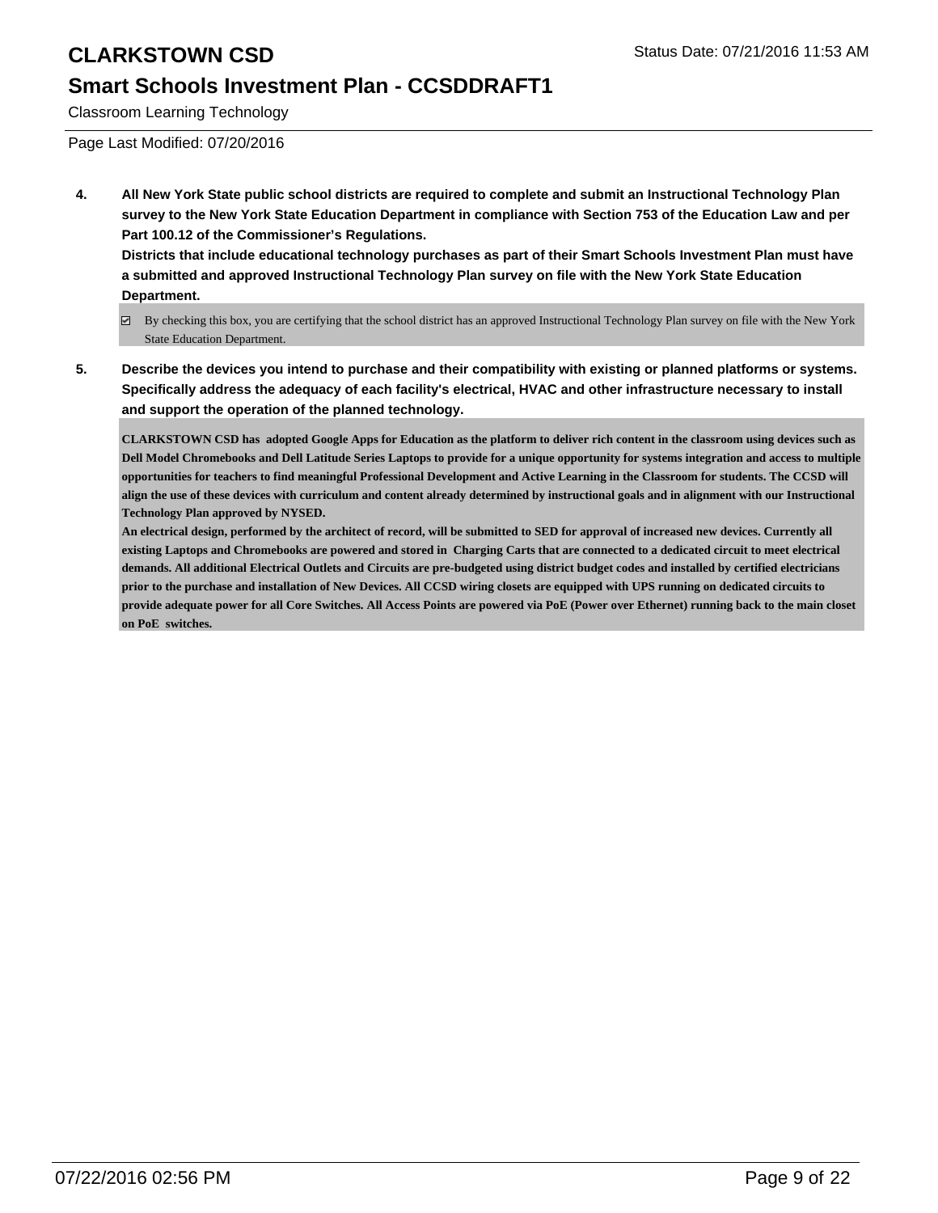# CLARKSTOWN CSD

## Smart Schools Investment Plan - CCSDDRAFT1

Classroom Learning Technology

Page Last Modified: 07/20/2016

**4. All New York State public school districts are required to complete and submit an Instructional Technology Plan survey to the New York State Education Department in compliance with Section 753 of the Education Law and per Part 100.12 of the Commissioner's Regulations.**
**Districts that include educational technology purchases as part of their Smart Schools Investment Plan must have a submitted and approved Instructional Technology Plan survey on file with the New York State Education Department.**

☑ By checking this box, you are certifying that the school district has an approved Instructional Technology Plan survey on file with the New York State Education Department.

**5. Describe the devices you intend to purchase and their compatibility with existing or planned platforms or systems. Specifically address the adequacy of each facility's electrical, HVAC and other infrastructure necessary to install and support the operation of the planned technology.**

**CLARKSTOWN CSD has adopted Google Apps for Education as the platform to deliver rich content in the classroom using devices such as Dell Model Chromebooks and Dell Latitude Series Laptops to provide for a unique opportunity for systems integration and access to multiple opportunities for teachers to find meaningful Professional Development and Active Learning in the Classroom for students. The CCSD will align the use of these devices with curriculum and content already determined by instructional goals and in alignment with our Instructional Technology Plan approved by NYSED.**
**An electrical design, performed by the architect of record, will be submitted to SED for approval of increased new devices. Currently all existing Laptops and Chromebooks are powered and stored in Charging Carts that are connected to a dedicated circuit to meet electrical demands. All additional Electrical Outlets and Circuits are pre-budgeted using district budget codes and installed by certified electricians prior to the purchase and installation of New Devices. All CCSD wiring closets are equipped with UPS running on dedicated circuits to provide adequate power for all Core Switches. All Access Points are powered via PoE (Power over Ethernet) running back to the main closet on PoE switches.**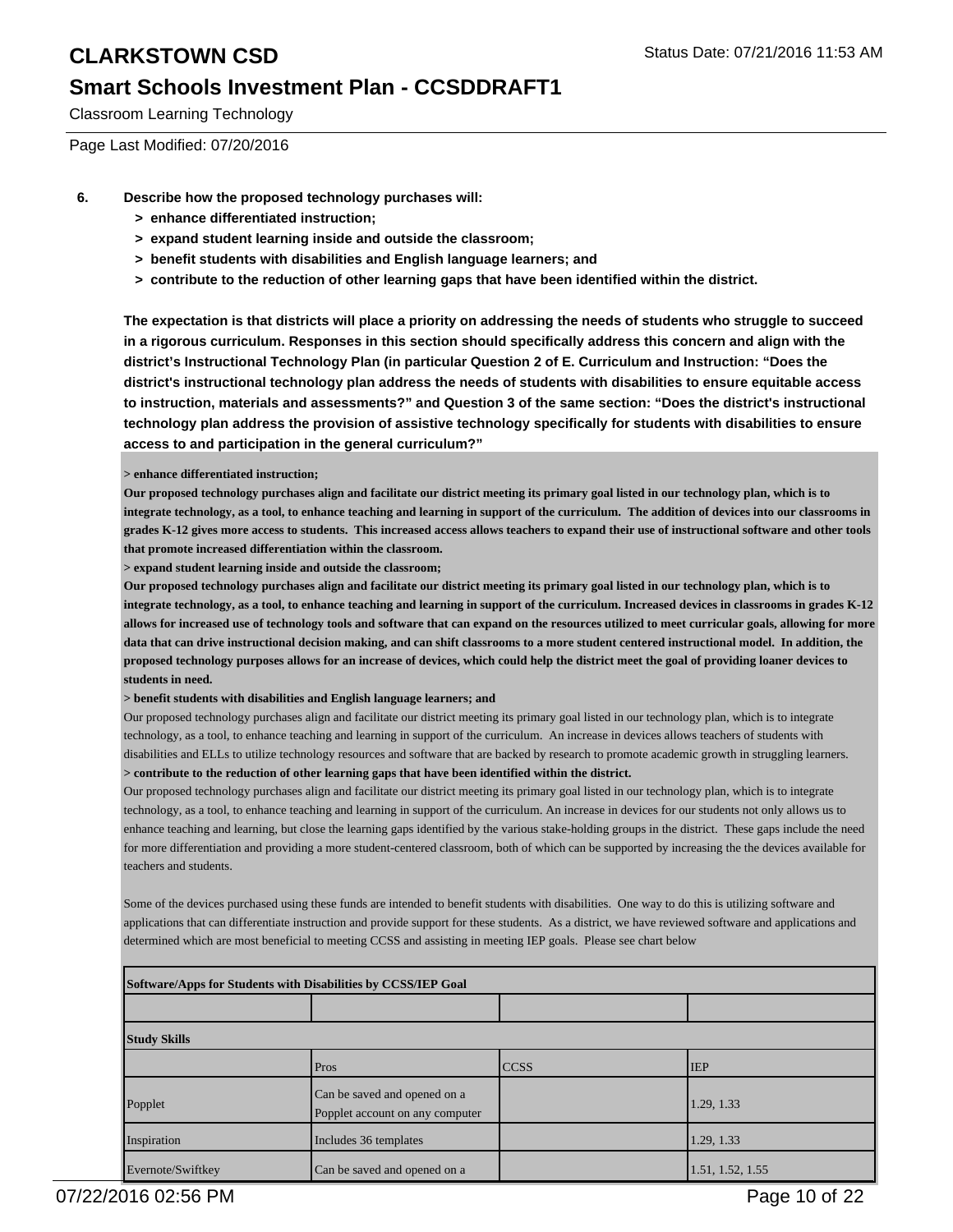Classroom Learning Technology

Page Last Modified: 07/20/2016

**6. Describe how the proposed technology purchases will:**

- **> enhance differentiated instruction;**
- **> expand student learning inside and outside the classroom;**
- **> benefit students with disabilities and English language learners; and**
- **> contribute to the reduction of other learning gaps that have been identified within the district.**

**The expectation is that districts will place a priority on addressing the needs of students who struggle to succeed in a rigorous curriculum. Responses in this section should specifically address this concern and align with the district's Instructional Technology Plan (in particular Question 2 of E. Curriculum and Instruction: "Does the district's instructional technology plan address the needs of students with disabilities to ensure equitable access to instruction, materials and assessments?" and Question 3 of the same section: "Does the district's instructional technology plan address the provision of assistive technology specifically for students with disabilities to ensure access to and participation in the general curriculum?"**

**> enhance differentiated instruction;**

**Our proposed technology purchases align and facilitate our district meeting its primary goal listed in our technology plan, which is to integrate technology, as a tool, to enhance teaching and learning in support of the curriculum. The addition of devices into our classrooms in grades K-12 gives more access to students. This increased access allows teachers to expand their use of instructional software and other tools that promote increased differentiation within the classroom.**

**> expand student learning inside and outside the classroom;**

**Our proposed technology purchases align and facilitate our district meeting its primary goal listed in our technology plan, which is to integrate technology, as a tool, to enhance teaching and learning in support of the curriculum. Increased devices in classrooms in grades K-12 allows for increased use of technology tools and software that can expand on the resources utilized to meet curricular goals, allowing for more data that can drive instructional decision making, and can shift classrooms to a more student centered instructional model. In addition, the proposed technology purposes allows for an increase of devices, which could help the district meet the goal of providing loaner devices to students in need.**

**> benefit students with disabilities and English language learners; and**

Our proposed technology purchases align and facilitate our district meeting its primary goal listed in our technology plan, which is to integrate technology, as a tool, to enhance teaching and learning in support of the curriculum. An increase in devices allows teachers of students with disabilities and ELLs to utilize technology resources and software that are backed by research to promote academic growth in struggling learners.

**> contribute to the reduction of other learning gaps that have been identified within the district.**

Our proposed technology purchases align and facilitate our district meeting its primary goal listed in our technology plan, which is to integrate technology, as a tool, to enhance teaching and learning in support of the curriculum. An increase in devices for our students not only allows us to enhance teaching and learning, but close the learning gaps identified by the various stake-holding groups in the district. These gaps include the need for more differentiation and providing a more student-centered classroom, both of which can be supported by increasing the the devices available for teachers and students.

Some of the devices purchased using these funds are intended to benefit students with disabilities. One way to do this is utilizing software and applications that can differentiate instruction and provide support for these students. As a district, we have reviewed software and applications and determined which are most beneficial to meeting CCSS and assisting in meeting IEP goals. Please see chart below

| **Software/Apps for Students with Disabilities by CCSS/IEP Goal** | | | |
|---|---|---|---|
| | | | |
| **Study Skills** | | | |
| | Pros | CCSS | IEP |
| Popplet | Can be saved and opened on a Popplet account on any computer | | 1.29, 1.33 |
| Inspiration | Includes 36 templates | | 1.29, 1.33 |
| Evernote/Swiftkey | Can be saved and opened on a | | 1.51, 1.52, 1.55 |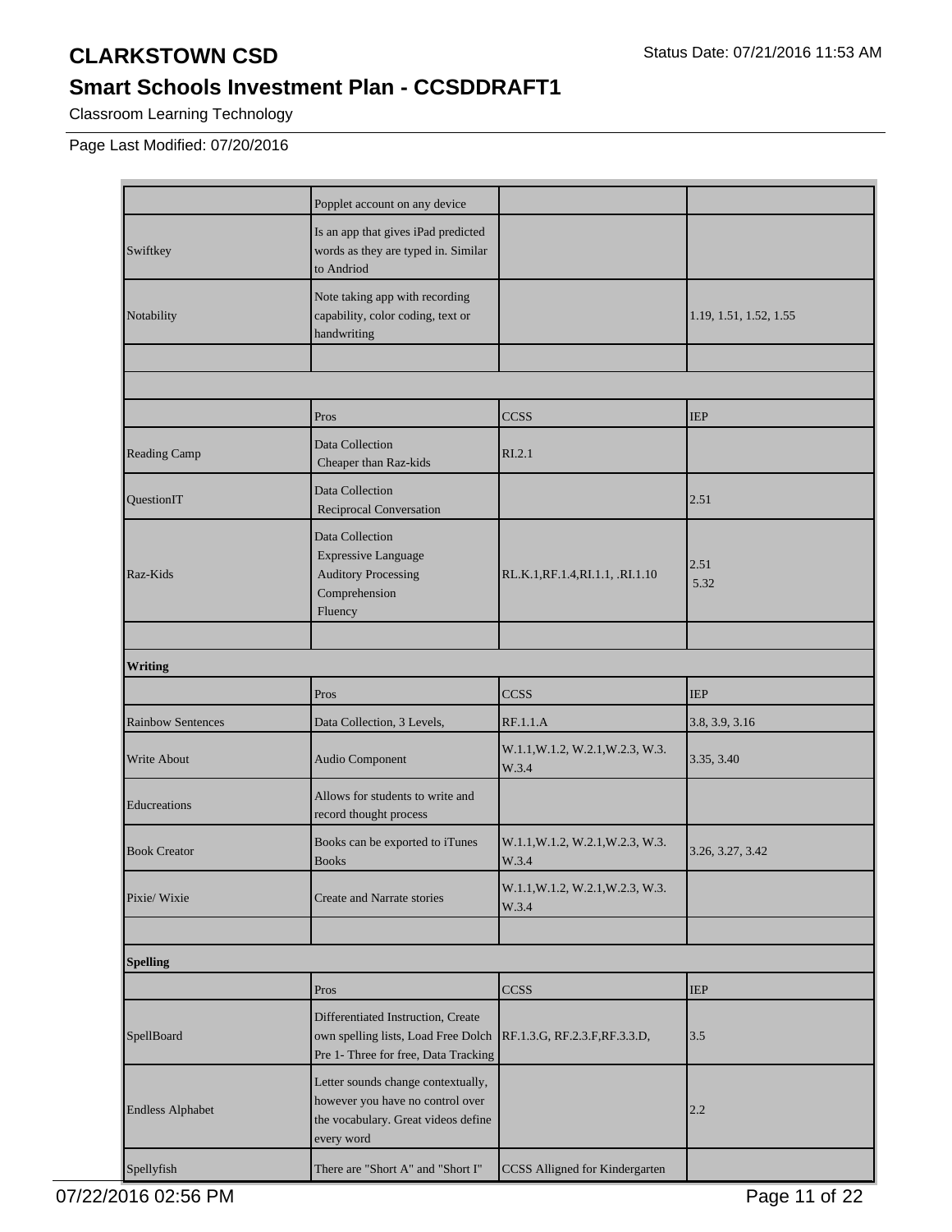# CLARKSTOWN CSD

## Smart Schools Investment Plan - CCSDDRAFT1

Classroom Learning Technology

Page Last Modified: 07/20/2016

| | | | |
|---|---|---|---|
| | Popplet account on any device | | |
| Swiftkey | Is an app that gives iPad predicted words as they are typed in. Similar to Andriod | | |
| Notability | Note taking app with recording capability, color coding, text or handwriting | | 1.19, 1.51, 1.52, 1.55 |
| | | | |
| | | | |
| | Pros | CCSS | IEP |
| Reading Camp | Data Collection Cheaper than Raz-kids | RI.2.1 | |
| QuestionIT | Data Collection Reciprocal Conversation | | 2.51 |
| Raz-Kids | Data Collection Expressive Language Auditory Processing Comprehension Fluency | RL.K.1,RF.1.4,RI.1.1, .RI.1.10 | 2.51 5.32 |
| | | | |
| **Writing** | | | |
| | Pros | CCSS | IEP |
| Rainbow Sentences | Data Collection, 3 Levels, | RF.1.1.A | 3.8, 3.9, 3.16 |
| Write About | Audio Component | W.1.1,W.1.2, W.2.1,W.2.3, W.3. W.3.4 | 3.35, 3.40 |
| Educreations | Allows for students to write and record thought process | | |
| Book Creator | Books can be exported to iTunes Books | W.1.1,W.1.2, W.2.1,W.2.3, W.3. W.3.4 | 3.26, 3.27, 3.42 |
| Pixie/ Wixie | Create and Narrate stories | W.1.1,W.1.2, W.2.1,W.2.3, W.3. W.3.4 | |
| | | | |
| **Spelling** | | | |
| | Pros | CCSS | IEP |
| SpellBoard | Differentiated Instruction, Create own spelling lists, Load Free Dolch Pre 1- Three for free, Data Tracking | RF.1.3.G, RF.2.3.F,RF.3.3.D, | 3.5 |
| Endless Alphabet | Letter sounds change contextually, however you have no control over the vocabulary. Great videos define every word | | 2.2 |
| Spellyfish | There are "Short A" and "Short I" | CCSS Alligned for Kindergarten | |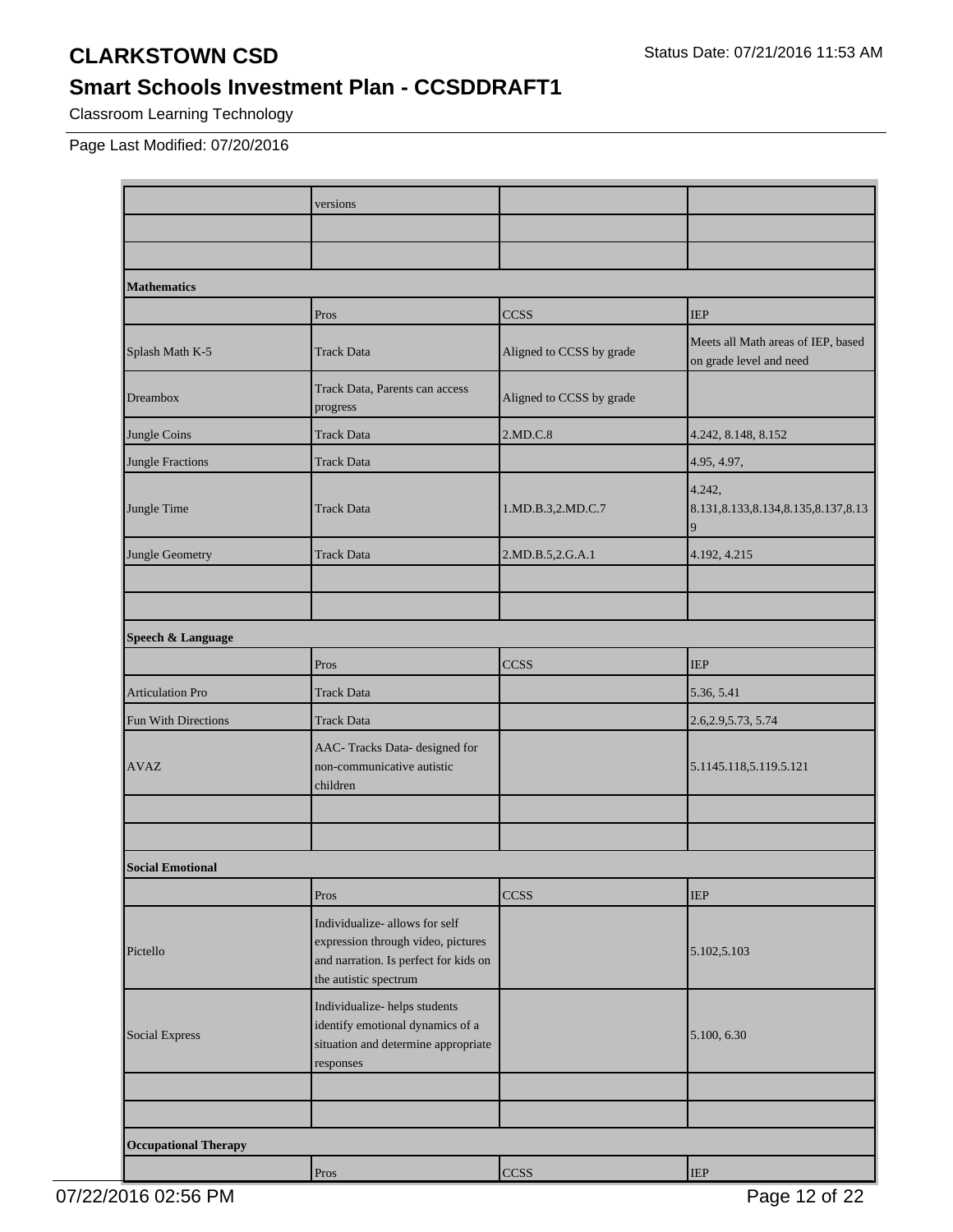Classroom Learning Technology

Page Last Modified: 07/20/2016

| | | | |
|---|---|---|---|
| | versions | | |
| | | | |
| | | | |
| **Mathematics** | | | |
| | Pros | CCSS | IEP |
| Splash Math K-5 | Track Data | Aligned to CCSS by grade | Meets all Math areas of IEP, based on grade level and need |
| Dreambox | Track Data, Parents can access progress | Aligned to CCSS by grade | |
| Jungle Coins | Track Data | 2.MD.C.8 | 4.242, 8.148, 8.152 |
| Jungle Fractions | Track Data | | 4.95, 4.97, |
| Jungle Time | Track Data | 1.MD.B.3,2.MD.C.7 | 4.242, 8.131,8.133,8.134,8.135,8.137,8.139 |
| Jungle Geometry | Track Data | 2.MD.B.5,2.G.A.1 | 4.192, 4.215 |
| | | | |
| | | | |
| **Speech & Language** | | | |
| | Pros | CCSS | IEP |
| Articulation Pro | Track Data | | 5.36, 5.41 |
| Fun With Directions | Track Data | | 2.6,2.9,5.73, 5.74 |
| AVAZ | AAC- Tracks Data- designed for non-communicative autistic children | | 5.1145.118,5.119.5.121 |
| | | | |
| | | | |
| **Social Emotional** | | | |
| | Pros | CCSS | IEP |
| Pictello | Individualize- allows for self expression through video, pictures and narration. Is perfect for kids on the autistic spectrum | | 5.102,5.103 |
| Social Express | Individualize- helps students identify emotional dynamics of a situation and determine appropriate responses | | 5.100, 6.30 |
| | | | |
| | | | |
| **Occupational Therapy** | | | |
| | Pros | CCSS | IEP |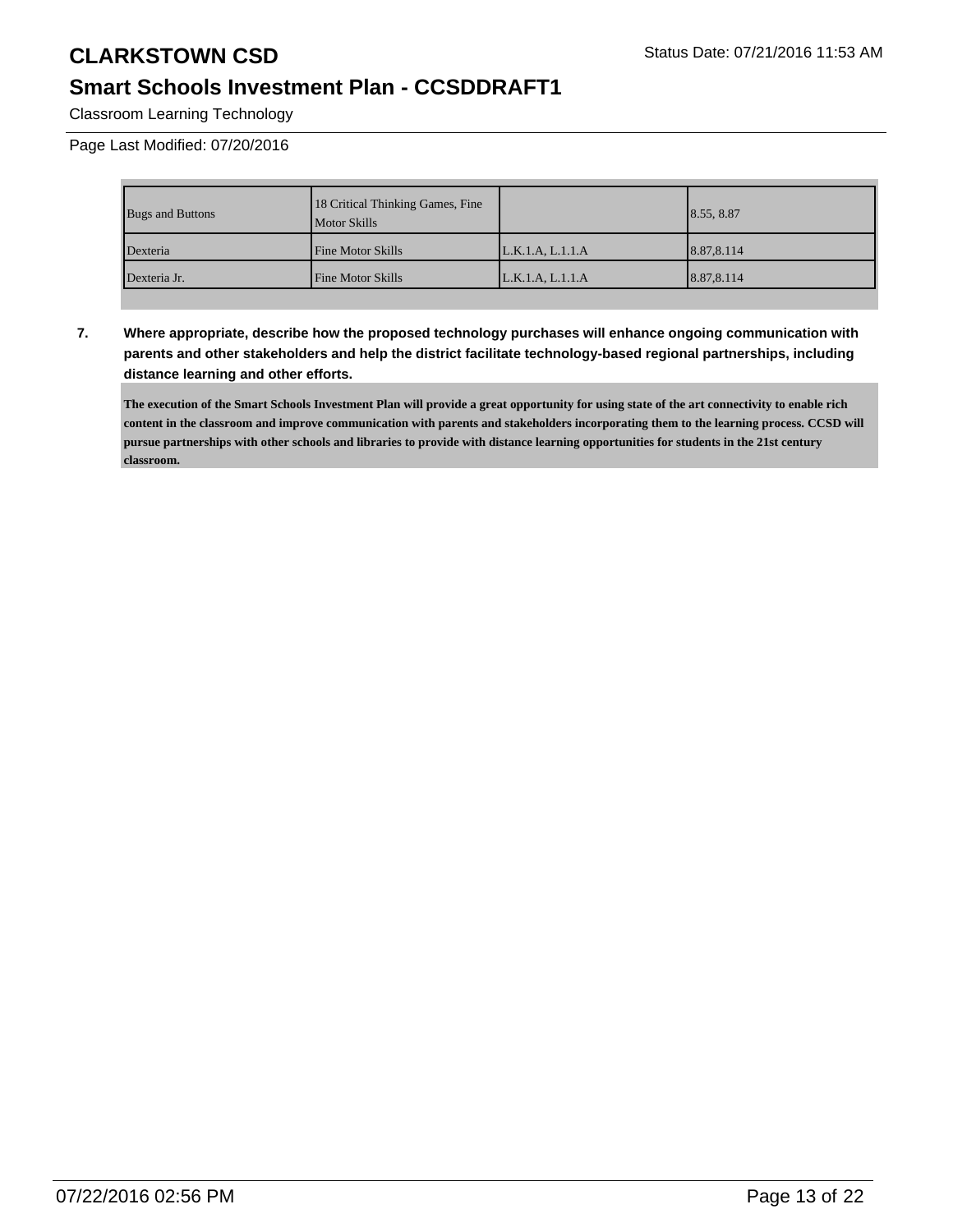Classroom Learning Technology

Page Last Modified: 07/20/2016

| | | | |
|---|---|---|---|
| Bugs and Buttons | 18 Critical Thinking Games, Fine Motor Skills | | 8.55, 8.87 |
| Dexteria | Fine Motor Skills | L.K.1.A, L.1.1.A | 8.87,8.114 |
| Dexteria Jr. | Fine Motor Skills | L.K.1.A, L.1.1.A | 8.87,8.114 |

**7. Where appropriate, describe how the proposed technology purchases will enhance ongoing communication with parents and other stakeholders and help the district facilitate technology-based regional partnerships, including distance learning and other efforts.**

**The execution of the Smart Schools Investment Plan will provide a great opportunity for using state of the art connectivity to enable rich content in the classroom and improve communication with parents and stakeholders incorporating them to the learning process. CCSD will pursue partnerships with other schools and libraries to provide with distance learning opportunities for students in the 21st century classroom.**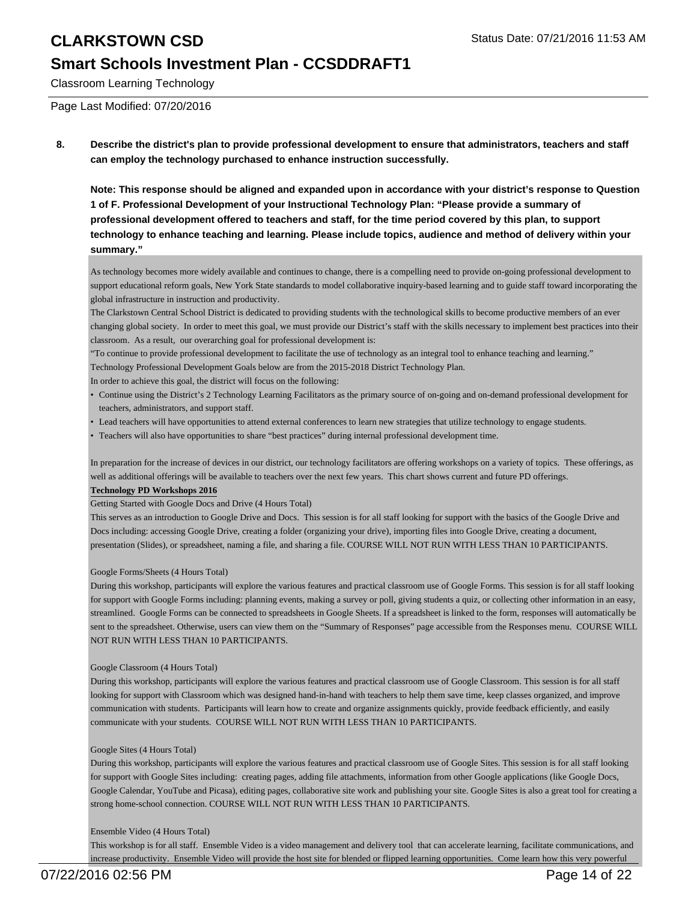Classroom Learning Technology

Page Last Modified: 07/20/2016

**8. Describe the district's plan to provide professional development to ensure that administrators, teachers and staff can employ the technology purchased to enhance instruction successfully.**

**Note: This response should be aligned and expanded upon in accordance with your district's response to Question 1 of F. Professional Development of your Instructional Technology Plan: "Please provide a summary of professional development offered to teachers and staff, for the time period covered by this plan, to support technology to enhance teaching and learning. Please include topics, audience and method of delivery within your summary."**

As technology becomes more widely available and continues to change, there is a compelling need to provide on-going professional development to support educational reform goals, New York State standards to model collaborative inquiry-based learning and to guide staff toward incorporating the global infrastructure in instruction and productivity.

The Clarkstown Central School District is dedicated to providing students with the technological skills to become productive members of an ever changing global society. In order to meet this goal, we must provide our District's staff with the skills necessary to implement best practices into their classroom. As a result, our overarching goal for professional development is:

"To continue to provide professional development to facilitate the use of technology as an integral tool to enhance teaching and learning."

Technology Professional Development Goals below are from the 2015-2018 District Technology Plan.

In order to achieve this goal, the district will focus on the following:

- Continue using the District's 2 Technology Learning Facilitators as the primary source of on-going and on-demand professional development for teachers, administrators, and support staff.
- Lead teachers will have opportunities to attend external conferences to learn new strategies that utilize technology to engage students.
- Teachers will also have opportunities to share "best practices" during internal professional development time.

In preparation for the increase of devices in our district, our technology facilitators are offering workshops on a variety of topics. These offerings, as well as additional offerings will be available to teachers over the next few years. This chart shows current and future PD offerings.

**Technology PD Workshops 2016**

Getting Started with Google Docs and Drive (4 Hours Total)

This serves as an introduction to Google Drive and Docs. This session is for all staff looking for support with the basics of the Google Drive and Docs including: accessing Google Drive, creating a folder (organizing your drive), importing files into Google Drive, creating a document, presentation (Slides), or spreadsheet, naming a file, and sharing a file. COURSE WILL NOT RUN WITH LESS THAN 10 PARTICIPANTS.

Google Forms/Sheets (4 Hours Total)

During this workshop, participants will explore the various features and practical classroom use of Google Forms. This session is for all staff looking for support with Google Forms including: planning events, making a survey or poll, giving students a quiz, or collecting other information in an easy, streamlined. Google Forms can be connected to spreadsheets in Google Sheets. If a spreadsheet is linked to the form, responses will automatically be sent to the spreadsheet. Otherwise, users can view them on the "Summary of Responses" page accessible from the Responses menu. COURSE WILL NOT RUN WITH LESS THAN 10 PARTICIPANTS.

Google Classroom (4 Hours Total)

During this workshop, participants will explore the various features and practical classroom use of Google Classroom. This session is for all staff looking for support with Classroom which was designed hand-in-hand with teachers to help them save time, keep classes organized, and improve communication with students. Participants will learn how to create and organize assignments quickly, provide feedback efficiently, and easily communicate with your students. COURSE WILL NOT RUN WITH LESS THAN 10 PARTICIPANTS.

Google Sites (4 Hours Total)

During this workshop, participants will explore the various features and practical classroom use of Google Sites. This session is for all staff looking for support with Google Sites including: creating pages, adding file attachments, information from other Google applications (like Google Docs, Google Calendar, YouTube and Picasa), editing pages, collaborative site work and publishing your site. Google Sites is also a great tool for creating a strong home-school connection. COURSE WILL NOT RUN WITH LESS THAN 10 PARTICIPANTS.

Ensemble Video (4 Hours Total)

This workshop is for all staff. Ensemble Video is a video management and delivery tool that can accelerate learning, facilitate communications, and increase productivity. Ensemble Video will provide the host site for blended or flipped learning opportunities. Come learn how this very powerful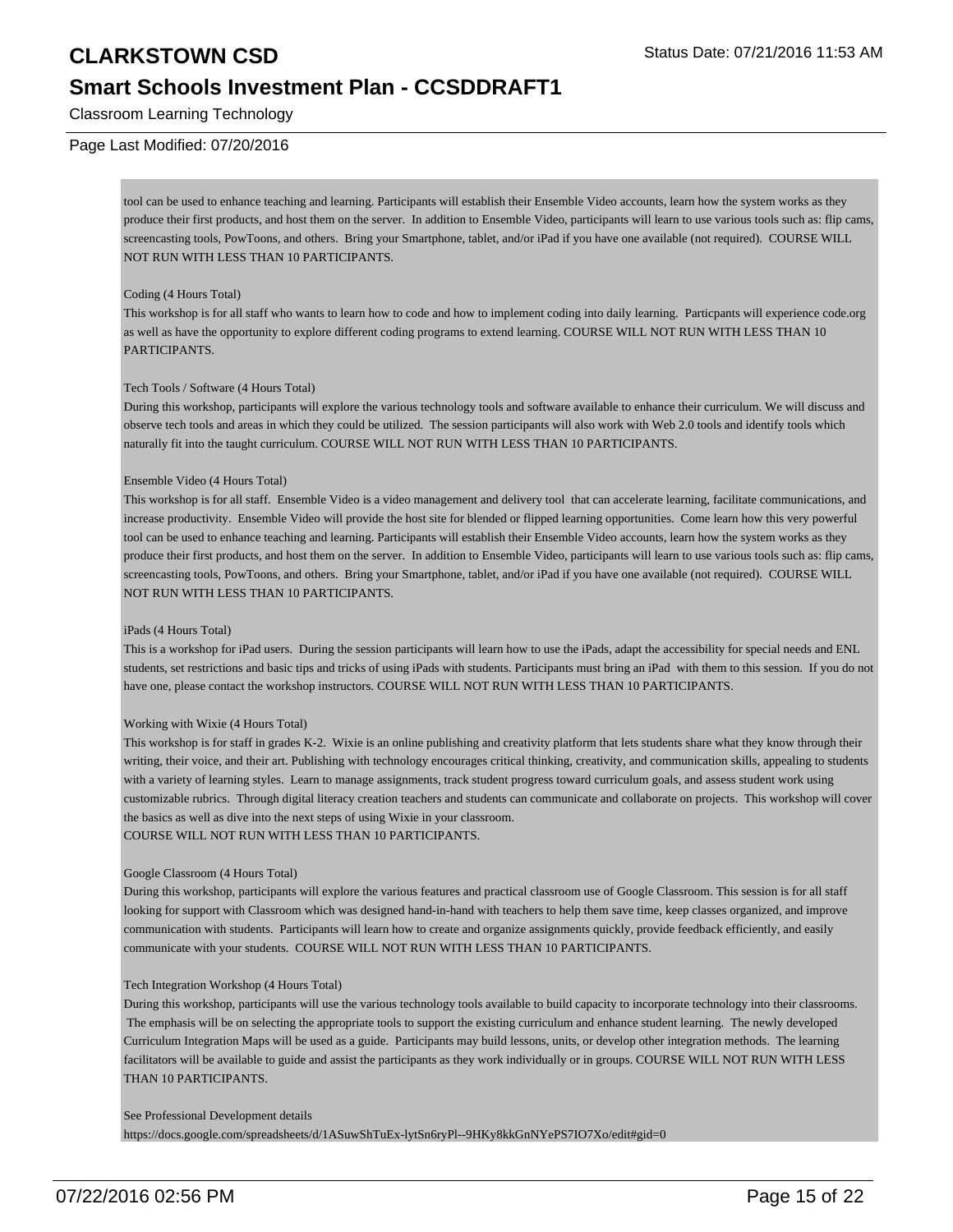tool can be used to enhance teaching and learning. Participants will establish their Ensemble Video accounts, learn how the system works as they produce their first products, and host them on the server. In addition to Ensemble Video, participants will learn to use various tools such as: flip cams, screencasting tools, PowToons, and others. Bring your Smartphone, tablet, and/or iPad if you have one available (not required). COURSE WILL NOT RUN WITH LESS THAN 10 PARTICIPANTS.

Coding (4 Hours Total)
This workshop is for all staff who wants to learn how to code and how to implement coding into daily learning. Particpants will experience code.org as well as have the opportunity to explore different coding programs to extend learning. COURSE WILL NOT RUN WITH LESS THAN 10 PARTICIPANTS.

Tech Tools / Software (4 Hours Total)
During this workshop, participants will explore the various technology tools and software available to enhance their curriculum. We will discuss and observe tech tools and areas in which they could be utilized. The session participants will also work with Web 2.0 tools and identify tools which naturally fit into the taught curriculum. COURSE WILL NOT RUN WITH LESS THAN 10 PARTICIPANTS.

Ensemble Video (4 Hours Total)
This workshop is for all staff. Ensemble Video is a video management and delivery tool that can accelerate learning, facilitate communications, and increase productivity. Ensemble Video will provide the host site for blended or flipped learning opportunities. Come learn how this very powerful tool can be used to enhance teaching and learning. Participants will establish their Ensemble Video accounts, learn how the system works as they produce their first products, and host them on the server. In addition to Ensemble Video, participants will learn to use various tools such as: flip cams, screencasting tools, PowToons, and others. Bring your Smartphone, tablet, and/or iPad if you have one available (not required). COURSE WILL NOT RUN WITH LESS THAN 10 PARTICIPANTS.

iPads (4 Hours Total)
This is a workshop for iPad users. During the session participants will learn how to use the iPads, adapt the accessibility for special needs and ENL students, set restrictions and basic tips and tricks of using iPads with students. Participants must bring an iPad with them to this session. If you do not have one, please contact the workshop instructors. COURSE WILL NOT RUN WITH LESS THAN 10 PARTICIPANTS.

Working with Wixie (4 Hours Total)
This workshop is for staff in grades K-2. Wixie is an online publishing and creativity platform that lets students share what they know through their writing, their voice, and their art. Publishing with technology encourages critical thinking, creativity, and communication skills, appealing to students with a variety of learning styles. Learn to manage assignments, track student progress toward curriculum goals, and assess student work using customizable rubrics. Through digital literacy creation teachers and students can communicate and collaborate on projects. This workshop will cover the basics as well as dive into the next steps of using Wixie in your classroom.
COURSE WILL NOT RUN WITH LESS THAN 10 PARTICIPANTS.

Google Classroom (4 Hours Total)
During this workshop, participants will explore the various features and practical classroom use of Google Classroom. This session is for all staff looking for support with Classroom which was designed hand-in-hand with teachers to help them save time, keep classes organized, and improve communication with students. Participants will learn how to create and organize assignments quickly, provide feedback efficiently, and easily communicate with your students. COURSE WILL NOT RUN WITH LESS THAN 10 PARTICIPANTS.

Tech Integration Workshop (4 Hours Total)
During this workshop, participants will use the various technology tools available to build capacity to incorporate technology into their classrooms. The emphasis will be on selecting the appropriate tools to support the existing curriculum and enhance student learning. The newly developed Curriculum Integration Maps will be used as a guide. Participants may build lessons, units, or develop other integration methods. The learning facilitators will be available to guide and assist the participants as they work individually or in groups. COURSE WILL NOT RUN WITH LESS THAN 10 PARTICIPANTS.

See Professional Development details
https://docs.google.com/spreadsheets/d/1ASuwShTuEx-lytSn6ryPl--9HKy8kkGnNYePS7IO7Xo/edit#gid=0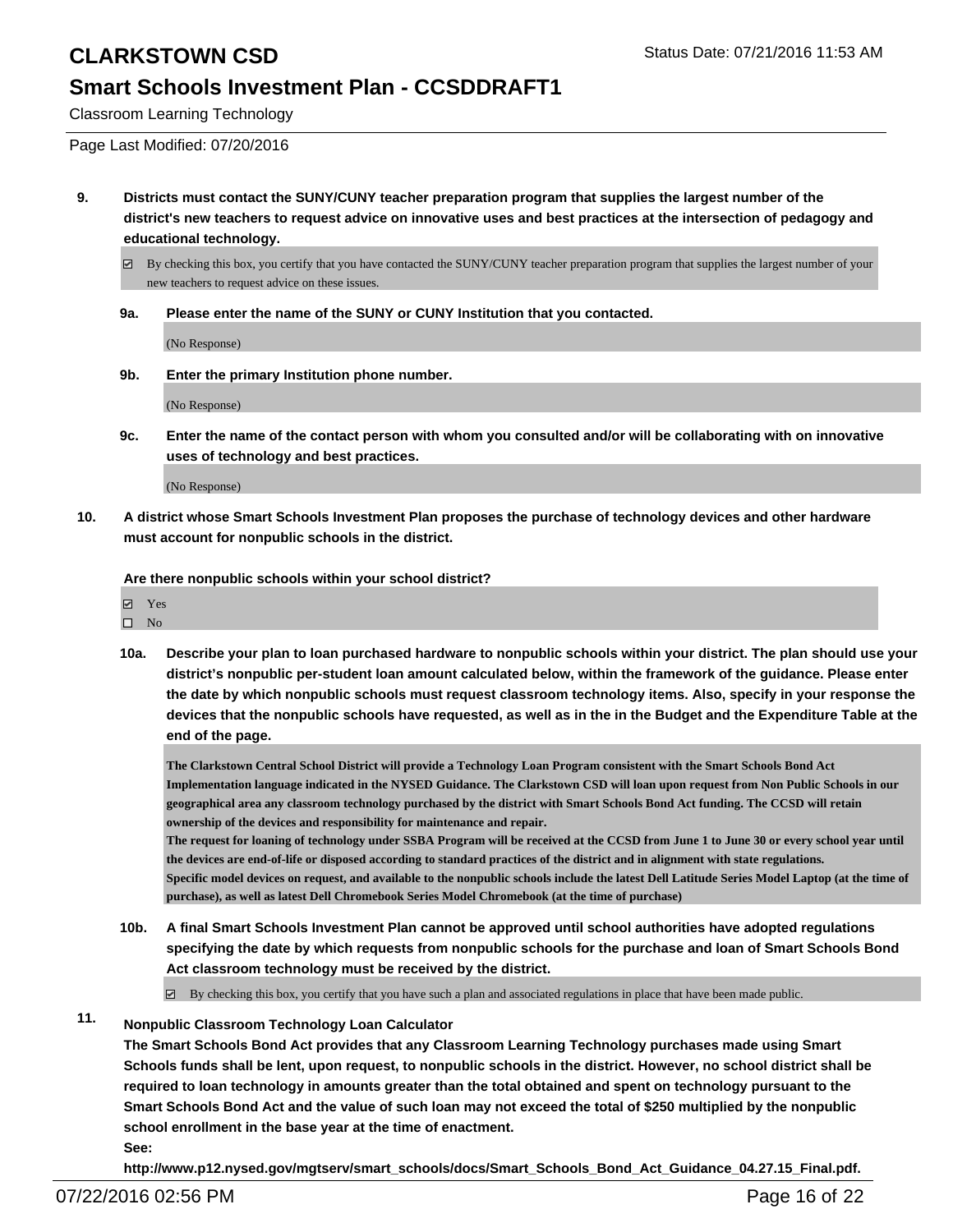**9. Districts must contact the SUNY/CUNY teacher preparation program that supplies the largest number of the district's new teachers to request advice on innovative uses and best practices at the intersection of pedagogy and educational technology.**

☑ By checking this box, you certify that you have contacted the SUNY/CUNY teacher preparation program that supplies the largest number of your new teachers to request advice on these issues.

**9a. Please enter the name of the SUNY or CUNY Institution that you contacted.**

(No Response)

**9b. Enter the primary Institution phone number.**

(No Response)

**9c. Enter the name of the contact person with whom you consulted and/or will be collaborating with on innovative uses of technology and best practices.**

(No Response)

**10. A district whose Smart Schools Investment Plan proposes the purchase of technology devices and other hardware must account for nonpublic schools in the district.**

**Are there nonpublic schools within your school district?**

☑ Yes
☐ No

**10a. Describe your plan to loan purchased hardware to nonpublic schools within your district. The plan should use your district's nonpublic per-student loan amount calculated below, within the framework of the guidance. Please enter the date by which nonpublic schools must request classroom technology items. Also, specify in your response the devices that the nonpublic schools have requested, as well as in the in the Budget and the Expenditure Table at the end of the page.**

**The Clarkstown Central School District will provide a Technology Loan Program consistent with the Smart Schools Bond Act Implementation language indicated in the NYSED Guidance. The Clarkstown CSD will loan upon request from Non Public Schools in our geographical area any classroom technology purchased by the district with Smart Schools Bond Act funding. The CCSD will retain ownership of the devices and responsibility for maintenance and repair.**
**The request for loaning of technology under SSBA Program will be received at the CCSD from June 1 to June 30 or every school year until the devices are end-of-life or disposed according to standard practices of the district and in alignment with state regulations.**
**Specific model devices on request, and available to the nonpublic schools include the latest Dell Latitude Series Model Laptop (at the time of purchase), as well as latest Dell Chromebook Series Model Chromebook (at the time of purchase)**

**10b. A final Smart Schools Investment Plan cannot be approved until school authorities have adopted regulations specifying the date by which requests from nonpublic schools for the purchase and loan of Smart Schools Bond Act classroom technology must be received by the district.**

☑ By checking this box, you certify that you have such a plan and associated regulations in place that have been made public.

**11. Nonpublic Classroom Technology Loan Calculator**
**The Smart Schools Bond Act provides that any Classroom Learning Technology purchases made using Smart Schools funds shall be lent, upon request, to nonpublic schools in the district. However, no school district shall be required to loan technology in amounts greater than the total obtained and spent on technology pursuant to the Smart Schools Bond Act and the value of such loan may not exceed the total of $250 multiplied by the nonpublic school enrollment in the base year at the time of enactment.**
**See:**
**http://www.p12.nysed.gov/mgtserv/smart_schools/docs/Smart_Schools_Bond_Act_Guidance_04.27.15_Final.pdf.**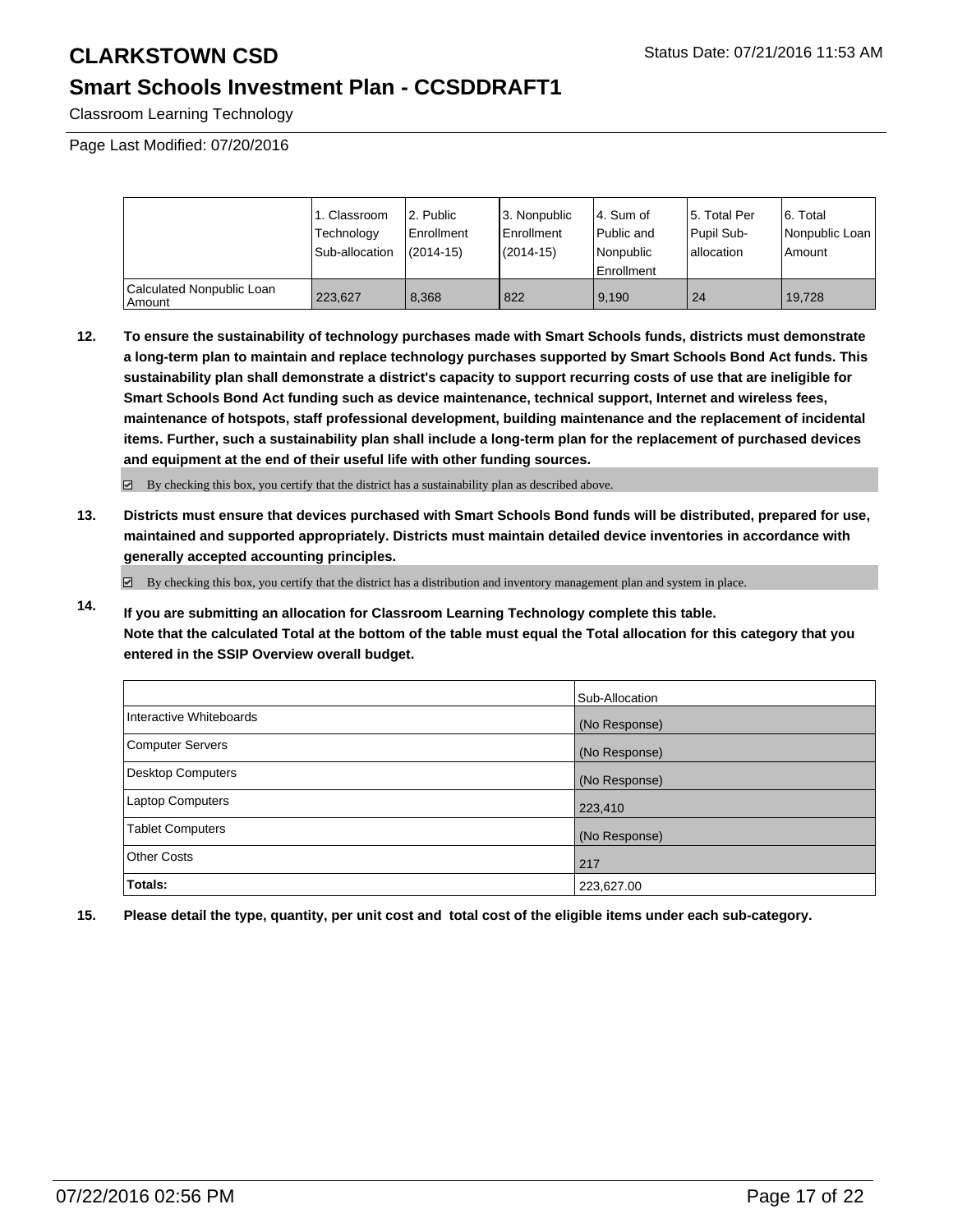# CLARKSTOWN CSD

Status Date: 07/21/2016 11:53 AM

## Smart Schools Investment Plan - CCSDDRAFT1

Classroom Learning Technology

Page Last Modified: 07/20/2016

| | 1. Classroom Technology Sub-allocation | 2. Public Enrollment (2014-15) | 3. Nonpublic Enrollment (2014-15) | 4. Sum of Public and Nonpublic Enrollment | 5. Total Per Pupil Sub-allocation | 6. Total Nonpublic Loan Amount |
|---|---|---|---|---|---|---|
| Calculated Nonpublic Loan Amount | 223,627 | 8,368 | 822 | 9,190 | 24 | 19,728 |

**12. To ensure the sustainability of technology purchases made with Smart Schools funds, districts must demonstrate a long-term plan to maintain and replace technology purchases supported by Smart Schools Bond Act funds. This sustainability plan shall demonstrate a district's capacity to support recurring costs of use that are ineligible for Smart Schools Bond Act funding such as device maintenance, technical support, Internet and wireless fees, maintenance of hotspots, staff professional development, building maintenance and the replacement of incidental items. Further, such a sustainability plan shall include a long-term plan for the replacement of purchased devices and equipment at the end of their useful life with other funding sources.**

☑ By checking this box, you certify that the district has a sustainability plan as described above.

**13. Districts must ensure that devices purchased with Smart Schools Bond funds will be distributed, prepared for use, maintained and supported appropriately. Districts must maintain detailed device inventories in accordance with generally accepted accounting principles.**

☑ By checking this box, you certify that the district has a distribution and inventory management plan and system in place.

**14. If you are submitting an allocation for Classroom Learning Technology complete this table. Note that the calculated Total at the bottom of the table must equal the Total allocation for this category that you entered in the SSIP Overview overall budget.**

| | Sub-Allocation |
|---|---|
| Interactive Whiteboards | (No Response) |
| Computer Servers | (No Response) |
| Desktop Computers | (No Response) |
| Laptop Computers | 223,410 |
| Tablet Computers | (No Response) |
| Other Costs | 217 |
| **Totals:** | 223,627.00 |

**15. Please detail the type, quantity, per unit cost and total cost of the eligible items under each sub-category.**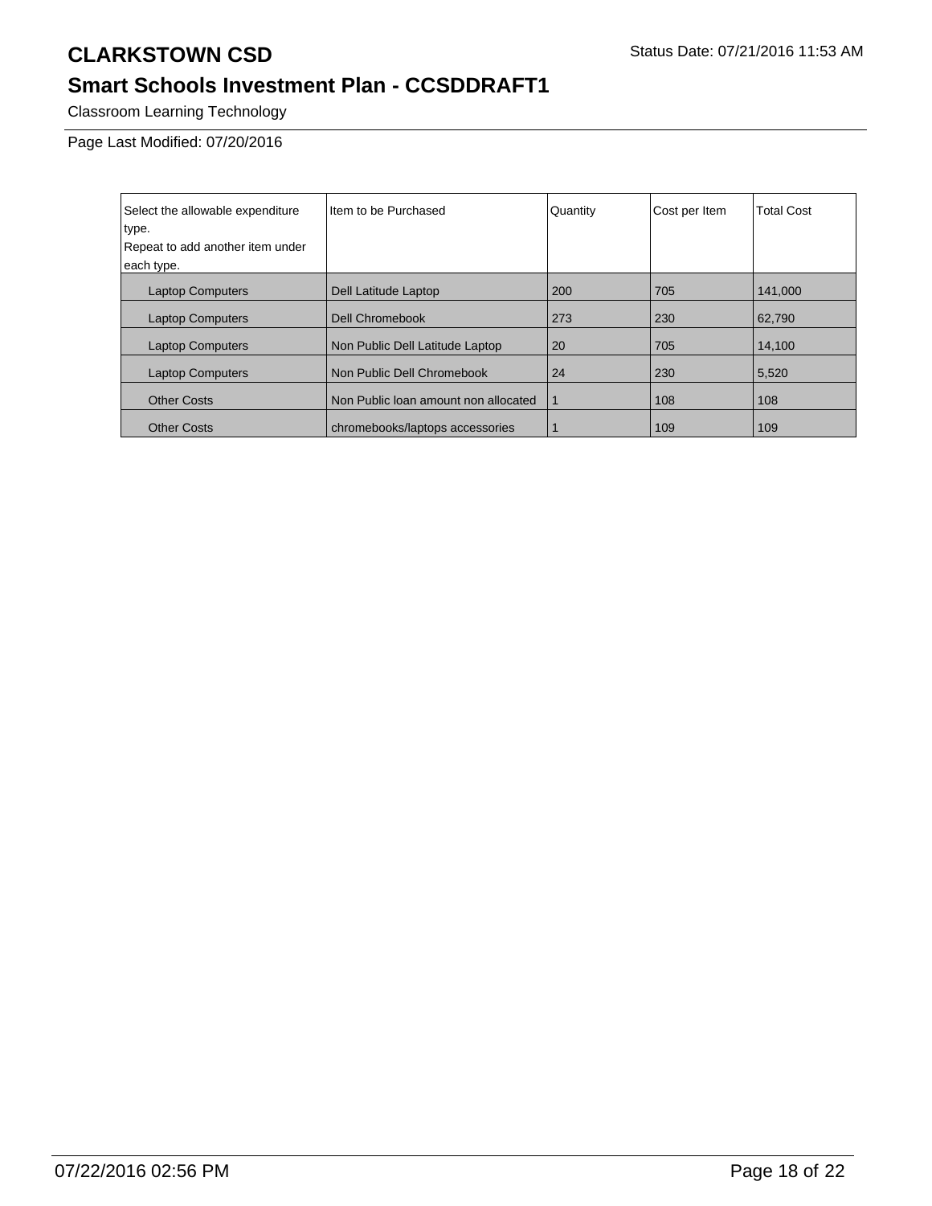# CLARKSTOWN CSD

Status Date: 07/21/2016 11:53 AM

## Smart Schools Investment Plan - CCSDDRAFT1

Classroom Learning Technology

Page Last Modified: 07/20/2016

| Select the allowable expenditure type. Repeat to add another item under each type. | Item to be Purchased | Quantity | Cost per Item | Total Cost |
|---|---|---|---|---|
| Laptop Computers | Dell Latitude Laptop | 200 | 705 | 141,000 |
| Laptop Computers | Dell Chromebook | 273 | 230 | 62,790 |
| Laptop Computers | Non Public Dell Latitude Laptop | 20 | 705 | 14,100 |
| Laptop Computers | Non Public Dell Chromebook | 24 | 230 | 5,520 |
| Other Costs | Non Public loan amount non allocated | 1 | 108 | 108 |
| Other Costs | chromebooks/laptops accessories | 1 | 109 | 109 |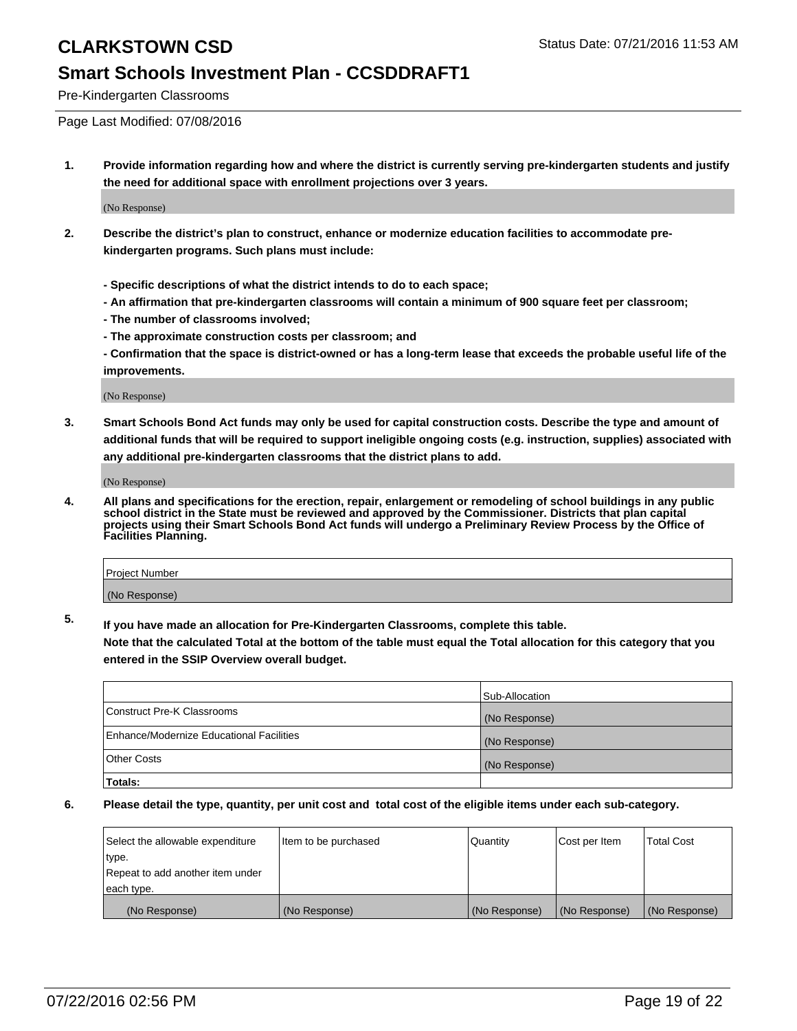# CLARKSTOWN CSD

Status Date: 07/21/2016 11:53 AM

## Smart Schools Investment Plan - CCSDDRAFT1

Pre-Kindergarten Classrooms

Page Last Modified: 07/08/2016

**1. Provide information regarding how and where the district is currently serving pre-kindergarten students and justify the need for additional space with enrollment projections over 3 years.**

(No Response)

**2. Describe the district's plan to construct, enhance or modernize education facilities to accommodate pre-kindergarten programs. Such plans must include:**

**- Specific descriptions of what the district intends to do to each space;**

**- An affirmation that pre-kindergarten classrooms will contain a minimum of 900 square feet per classroom;**

**- The number of classrooms involved;**

**- The approximate construction costs per classroom; and**

**- Confirmation that the space is district-owned or has a long-term lease that exceeds the probable useful life of the improvements.**

(No Response)

**3. Smart Schools Bond Act funds may only be used for capital construction costs. Describe the type and amount of additional funds that will be required to support ineligible ongoing costs (e.g. instruction, supplies) associated with any additional pre-kindergarten classrooms that the district plans to add.**

(No Response)

**4. All plans and specifications for the erection, repair, enlargement or remodeling of school buildings in any public school district in the State must be reviewed and approved by the Commissioner. Districts that plan capital projects using their Smart Schools Bond Act funds will undergo a Preliminary Review Process by the Office of Facilities Planning.**

| Project Number |
|---|
| (No Response) |

**5. If you have made an allocation for Pre-Kindergarten Classrooms, complete this table. Note that the calculated Total at the bottom of the table must equal the Total allocation for this category that you entered in the SSIP Overview overall budget.**

| | Sub-Allocation |
|---|---|
| Construct Pre-K Classrooms | (No Response) |
| Enhance/Modernize Educational Facilities | (No Response) |
| Other Costs | (No Response) |
| **Totals:** | |

**6. Please detail the type, quantity, per unit cost and total cost of the eligible items under each sub-category.**

| Select the allowable expenditure type. Repeat to add another item under each type. | Item to be purchased | Quantity | Cost per Item | Total Cost |
|---|---|---|---|---|
| (No Response) | (No Response) | (No Response) | (No Response) | (No Response) |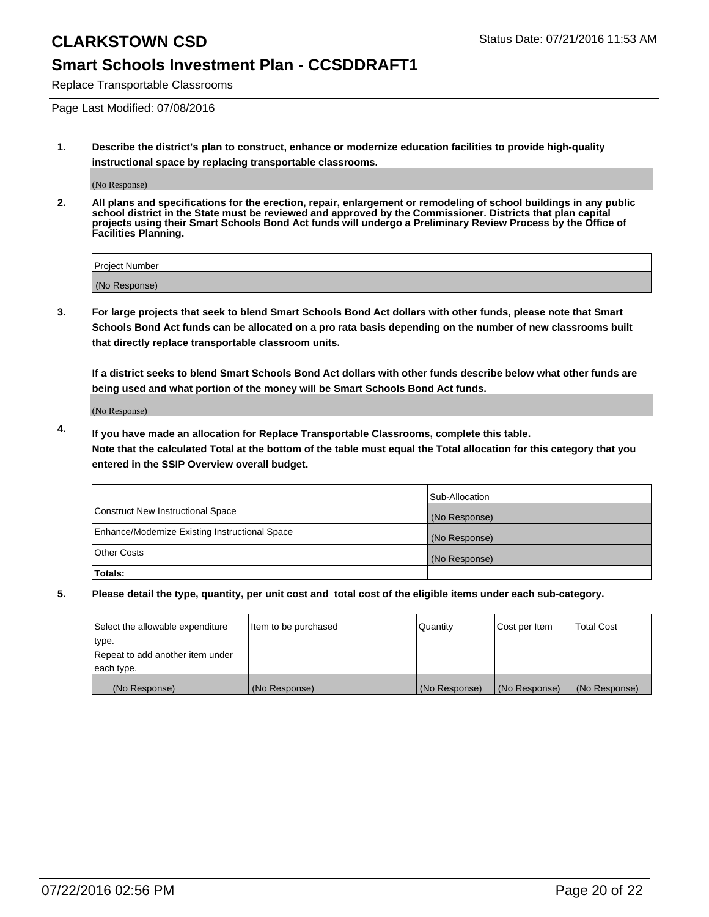# CLARKSTOWN CSD

Status Date: 07/21/2016 11:53 AM

## Smart Schools Investment Plan - CCSDDRAFT1

Replace Transportable Classrooms

Page Last Modified: 07/08/2016

**1. Describe the district's plan to construct, enhance or modernize education facilities to provide high-quality instructional space by replacing transportable classrooms.**

(No Response)

**2. All plans and specifications for the erection, repair, enlargement or remodeling of school buildings in any public school district in the State must be reviewed and approved by the Commissioner. Districts that plan capital projects using their Smart Schools Bond Act funds will undergo a Preliminary Review Process by the Office of Facilities Planning.**

| Project Number |
| --- |
| (No Response) |

**3. For large projects that seek to blend Smart Schools Bond Act dollars with other funds, please note that Smart Schools Bond Act funds can be allocated on a pro rata basis depending on the number of new classrooms built that directly replace transportable classroom units.**

**If a district seeks to blend Smart Schools Bond Act dollars with other funds describe below what other funds are being used and what portion of the money will be Smart Schools Bond Act funds.**

(No Response)

**4. If you have made an allocation for Replace Transportable Classrooms, complete this table. Note that the calculated Total at the bottom of the table must equal the Total allocation for this category that you entered in the SSIP Overview overall budget.**

| | Sub-Allocation |
| --- | --- |
| Construct New Instructional Space | (No Response) |
| Enhance/Modernize Existing Instructional Space | (No Response) |
| Other Costs | (No Response) |
| **Totals:** | |

**5. Please detail the type, quantity, per unit cost and total cost of the eligible items under each sub-category.**

| Select the allowable expenditure type. Repeat to add another item under each type. | Item to be purchased | Quantity | Cost per Item | Total Cost |
| --- | --- | --- | --- | --- |
| (No Response) | (No Response) | (No Response) | (No Response) | (No Response) |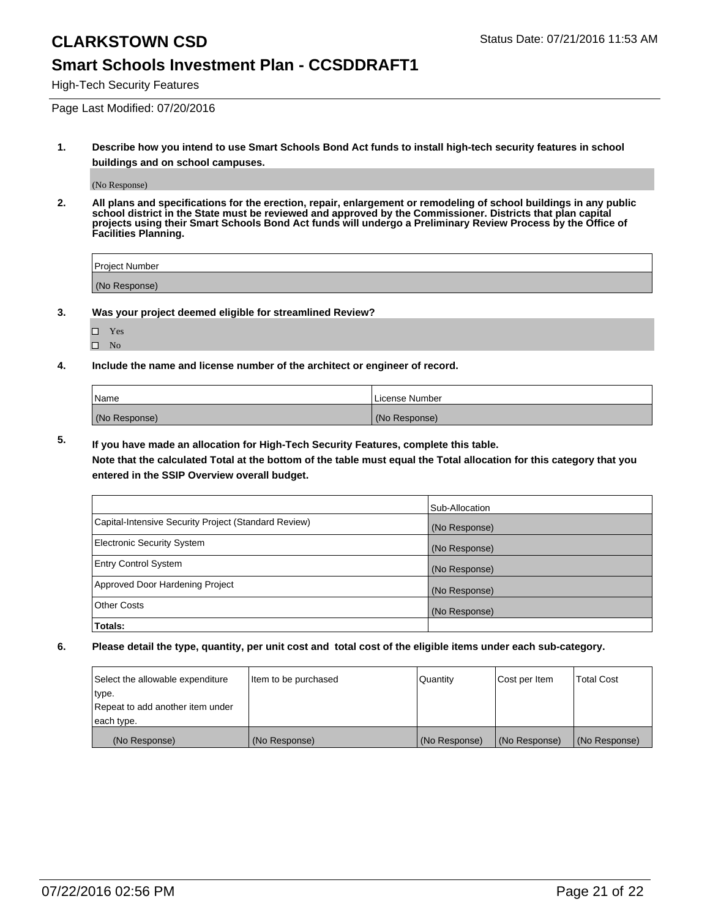# CLARKSTOWN CSD

Status Date: 07/21/2016 11:53 AM

## Smart Schools Investment Plan - CCSDDRAFT1

High-Tech Security Features

Page Last Modified: 07/20/2016

**1. Describe how you intend to use Smart Schools Bond Act funds to install high-tech security features in school buildings and on school campuses.**

(No Response)

**2. All plans and specifications for the erection, repair, enlargement or remodeling of school buildings in any public school district in the State must be reviewed and approved by the Commissioner. Districts that plan capital projects using their Smart Schools Bond Act funds will undergo a Preliminary Review Process by the Office of Facilities Planning.**

| Project Number |
|---|
| (No Response) |

**3. Was your project deemed eligible for streamlined Review?**

- ☐ Yes
- ☐ No

**4. Include the name and license number of the architect or engineer of record.**

| Name | License Number |
|---|---|
| (No Response) | (No Response) |

**5. If you have made an allocation for High-Tech Security Features, complete this table.**
**Note that the calculated Total at the bottom of the table must equal the Total allocation for this category that you entered in the SSIP Overview overall budget.**

| | Sub-Allocation |
|---|---|
| Capital-Intensive Security Project (Standard Review) | (No Response) |
| Electronic Security System | (No Response) |
| Entry Control System | (No Response) |
| Approved Door Hardening Project | (No Response) |
| Other Costs | (No Response) |
| **Totals:** | |

**6. Please detail the type, quantity, per unit cost and total cost of the eligible items under each sub-category.**

| Select the allowable expenditure type. Repeat to add another item under each type. | Item to be purchased | Quantity | Cost per Item | Total Cost |
|---|---|---|---|---|
| (No Response) | (No Response) | (No Response) | (No Response) | (No Response) |